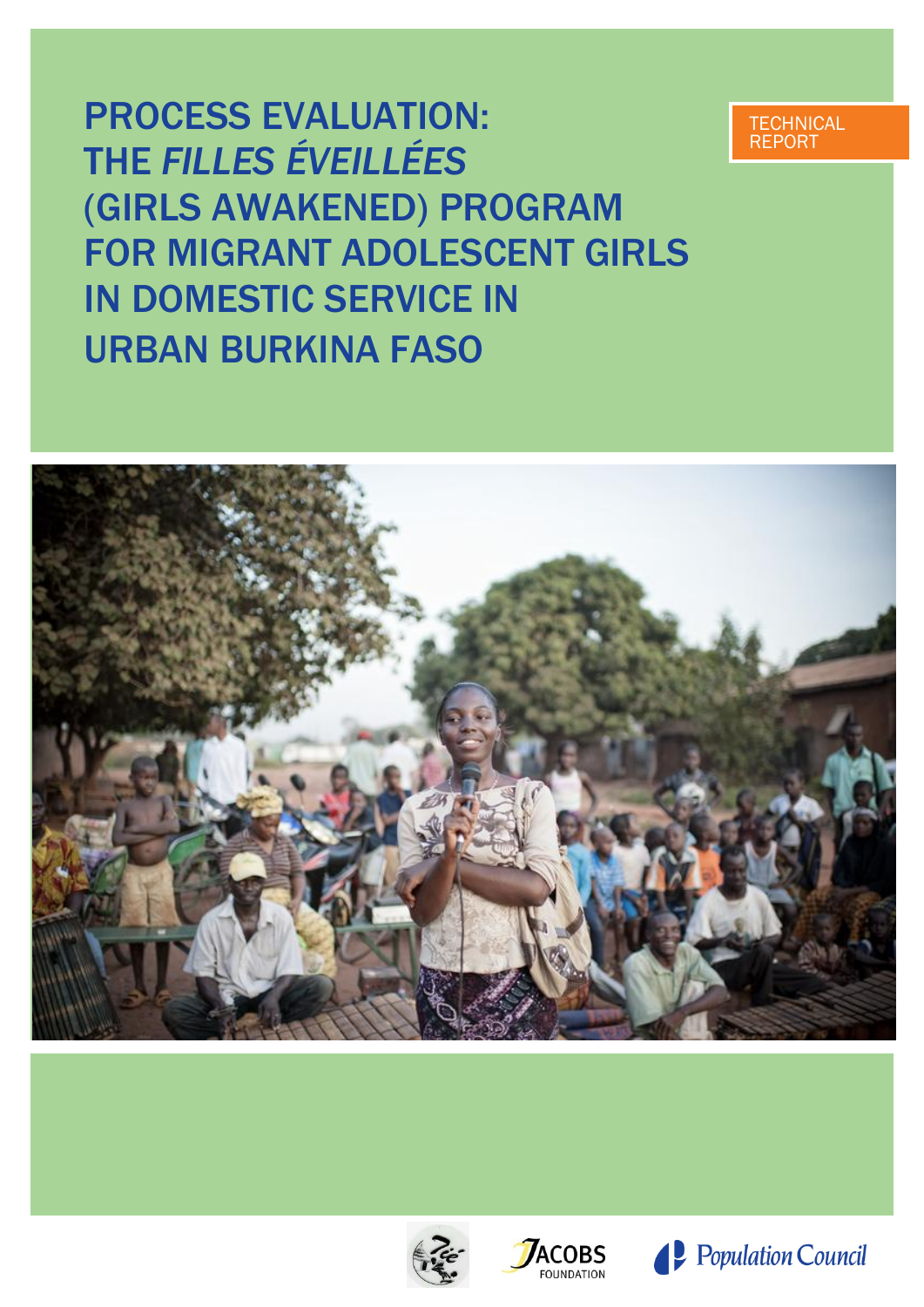# PROCESS EVALUATION: THE *FILLES ÉVEILLÉES* (GIRLS AWAKENED) PROGRAM FOR MIGRANT ADOLESCENT GIRLS IN DOMESTIC SERVICE IN URBAN BURKINA FASO

TECHNICAL REPORT

JACOBS FOUNDATION

Population Council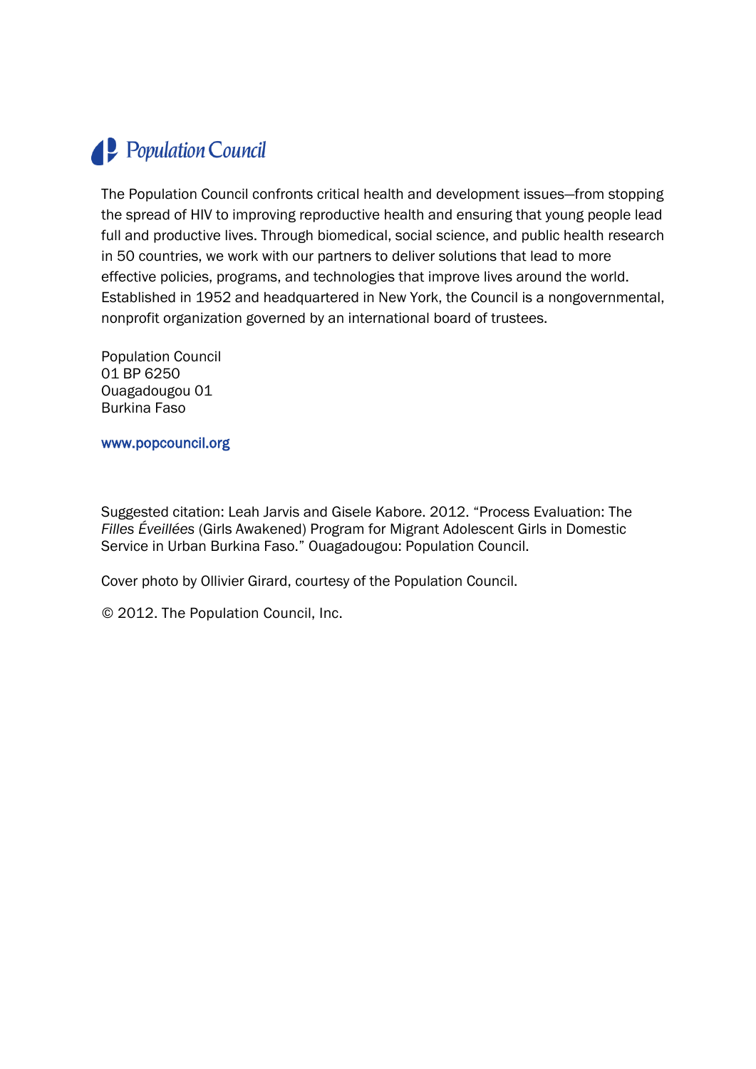Population Council

The Population Council confronts critical health and development issues—from stopping the spread of HIV to improving reproductive health and ensuring that young people lead full and productive lives. Through biomedical, social science, and public health research in 50 countries, we work with our partners to deliver solutions that lead to more effective policies, programs, and technologies that improve lives around the world. Established in 1952 and headquartered in New York, the Council is a nongovernmental, nonprofit organization governed by an international board of trustees.

Population Council  
01 BP 6250  
Ouagadougou 01  
Burkina Faso

www.popcouncil.org

Suggested citation: Leah Jarvis and Gisele Kabore. 2012. "Process Evaluation: The *Filles Éveillées* (Girls Awakened) Program for Migrant Adolescent Girls in Domestic Service in Urban Burkina Faso." Ouagadougou: Population Council.

Cover photo by Ollivier Girard, courtesy of the Population Council.

© 2012. The Population Council, Inc.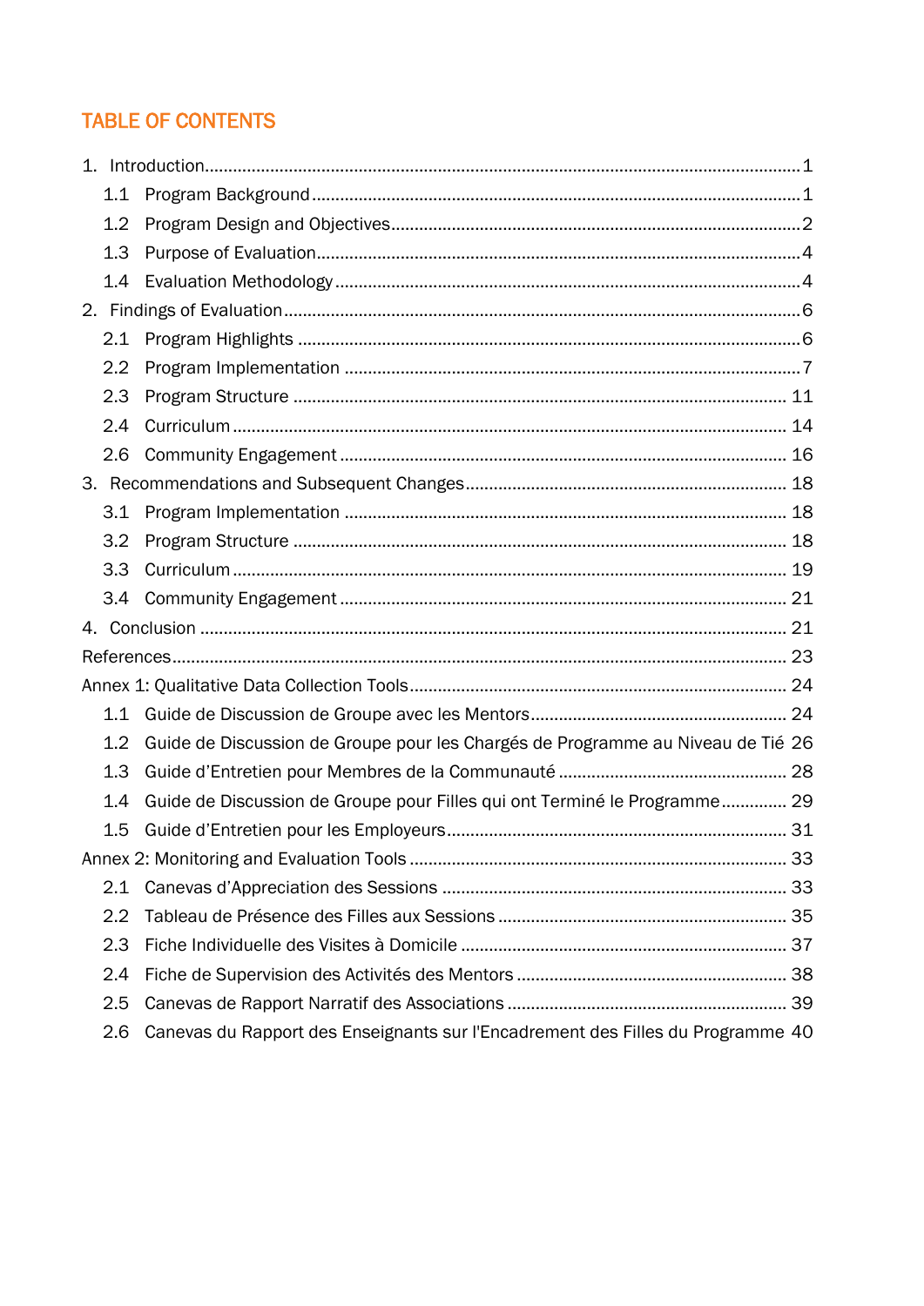# TABLE OF CONTENTS

1. Introduction ..... 1
   - 1.1 Program Background ..... 1
   - 1.2 Program Design and Objectives ..... 2
   - 1.3 Purpose of Evaluation ..... 4
   - 1.4 Evaluation Methodology ..... 4
2. Findings of Evaluation ..... 6
   - 2.1 Program Highlights ..... 6
   - 2.2 Program Implementation ..... 7
   - 2.3 Program Structure ..... 11
   - 2.4 Curriculum ..... 14
   - 2.6 Community Engagement ..... 16
3. Recommendations and Subsequent Changes ..... 18
   - 3.1 Program Implementation ..... 18
   - 3.2 Program Structure ..... 18
   - 3.3 Curriculum ..... 19
   - 3.4 Community Engagement ..... 21
4. Conclusion ..... 21

References ..... 23

Annex 1: Qualitative Data Collection Tools ..... 24
   - 1.1 Guide de Discussion de Groupe avec les Mentors ..... 24
   - 1.2 Guide de Discussion de Groupe pour les Chargés de Programme au Niveau de Tié 26
   - 1.3 Guide d'Entretien pour Membres de la Communauté ..... 28
   - 1.4 Guide de Discussion de Groupe pour Filles qui ont Terminé le Programme ..... 29
   - 1.5 Guide d'Entretien pour les Employeurs ..... 31

Annex 2: Monitoring and Evaluation Tools ..... 33
   - 2.1 Canevas d'Appreciation des Sessions ..... 33
   - 2.2 Tableau de Présence des Filles aux Sessions ..... 35
   - 2.3 Fiche Individuelle des Visites à Domicile ..... 37
   - 2.4 Fiche de Supervision des Activités des Mentors ..... 38
   - 2.5 Canevas de Rapport Narratif des Associations ..... 39
   - 2.6 Canevas du Rapport des Enseignants sur l'Encadrement des Filles du Programme 40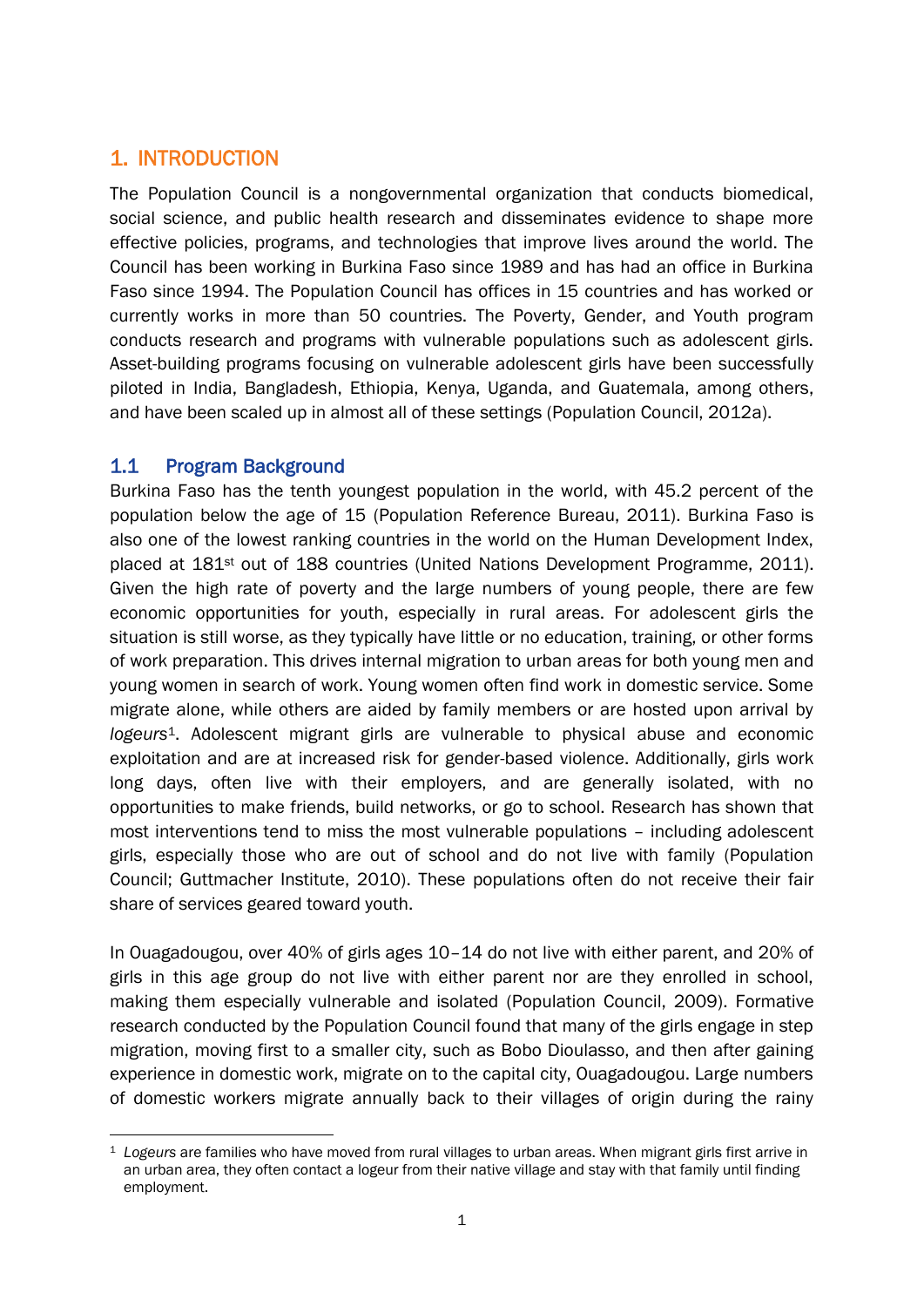# 1. INTRODUCTION

The Population Council is a nongovernmental organization that conducts biomedical, social science, and public health research and disseminates evidence to shape more effective policies, programs, and technologies that improve lives around the world. The Council has been working in Burkina Faso since 1989 and has had an office in Burkina Faso since 1994. The Population Council has offices in 15 countries and has worked or currently works in more than 50 countries. The Poverty, Gender, and Youth program conducts research and programs with vulnerable populations such as adolescent girls. Asset-building programs focusing on vulnerable adolescent girls have been successfully piloted in India, Bangladesh, Ethiopia, Kenya, Uganda, and Guatemala, among others, and have been scaled up in almost all of these settings (Population Council, 2012a).

## 1.1 Program Background

Burkina Faso has the tenth youngest population in the world, with 45.2 percent of the population below the age of 15 (Population Reference Bureau, 2011). Burkina Faso is also one of the lowest ranking countries in the world on the Human Development Index, placed at 181st out of 188 countries (United Nations Development Programme, 2011). Given the high rate of poverty and the large numbers of young people, there are few economic opportunities for youth, especially in rural areas. For adolescent girls the situation is still worse, as they typically have little or no education, training, or other forms of work preparation. This drives internal migration to urban areas for both young men and young women in search of work. Young women often find work in domestic service. Some migrate alone, while others are aided by family members or are hosted upon arrival by *logeurs*[1]. Adolescent migrant girls are vulnerable to physical abuse and economic exploitation and are at increased risk for gender-based violence. Additionally, girls work long days, often live with their employers, and are generally isolated, with no opportunities to make friends, build networks, or go to school. Research has shown that most interventions tend to miss the most vulnerable populations – including adolescent girls, especially those who are out of school and do not live with family (Population Council; Guttmacher Institute, 2010). These populations often do not receive their fair share of services geared toward youth.

In Ouagadougou, over 40% of girls ages 10–14 do not live with either parent, and 20% of girls in this age group do not live with either parent nor are they enrolled in school, making them especially vulnerable and isolated (Population Council, 2009). Formative research conducted by the Population Council found that many of the girls engage in step migration, moving first to a smaller city, such as Bobo Dioulasso, and then after gaining experience in domestic work, migrate on to the capital city, Ouagadougou. Large numbers of domestic workers migrate annually back to their villages of origin during the rainy

[1] *Logeurs* are families who have moved from rural villages to urban areas. When migrant girls first arrive in an urban area, they often contact a logeur from their native village and stay with that family until finding employment.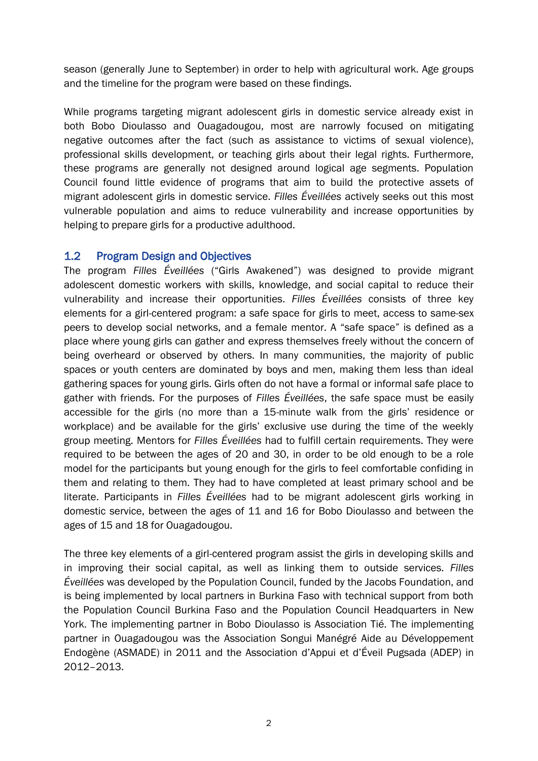season (generally June to September) in order to help with agricultural work. Age groups and the timeline for the program were based on these findings.

While programs targeting migrant adolescent girls in domestic service already exist in both Bobo Dioulasso and Ouagadougou, most are narrowly focused on mitigating negative outcomes after the fact (such as assistance to victims of sexual violence), professional skills development, or teaching girls about their legal rights. Furthermore, these programs are generally not designed around logical age segments. Population Council found little evidence of programs that aim to build the protective assets of migrant adolescent girls in domestic service. *Filles Éveillées* actively seeks out this most vulnerable population and aims to reduce vulnerability and increase opportunities by helping to prepare girls for a productive adulthood.

## 1.2 Program Design and Objectives

The program *Filles Éveillées* ("Girls Awakened") was designed to provide migrant adolescent domestic workers with skills, knowledge, and social capital to reduce their vulnerability and increase their opportunities. *Filles Éveillées* consists of three key elements for a girl-centered program: a safe space for girls to meet, access to same-sex peers to develop social networks, and a female mentor. A "safe space" is defined as a place where young girls can gather and express themselves freely without the concern of being overheard or observed by others. In many communities, the majority of public spaces or youth centers are dominated by boys and men, making them less than ideal gathering spaces for young girls. Girls often do not have a formal or informal safe place to gather with friends. For the purposes of *Filles Éveillées*, the safe space must be easily accessible for the girls (no more than a 15-minute walk from the girls' residence or workplace) and be available for the girls' exclusive use during the time of the weekly group meeting. Mentors for *Filles Éveillées* had to fulfill certain requirements. They were required to be between the ages of 20 and 30, in order to be old enough to be a role model for the participants but young enough for the girls to feel comfortable confiding in them and relating to them. They had to have completed at least primary school and be literate. Participants in *Filles Éveillées* had to be migrant adolescent girls working in domestic service, between the ages of 11 and 16 for Bobo Dioulasso and between the ages of 15 and 18 for Ouagadougou.

The three key elements of a girl-centered program assist the girls in developing skills and in improving their social capital, as well as linking them to outside services. *Filles Éveillées* was developed by the Population Council, funded by the Jacobs Foundation, and is being implemented by local partners in Burkina Faso with technical support from both the Population Council Burkina Faso and the Population Council Headquarters in New York. The implementing partner in Bobo Dioulasso is Association Tié. The implementing partner in Ouagadougou was the Association Songui Manégré Aide au Développement Endogène (ASMADE) in 2011 and the Association d'Appui et d'Éveil Pugsada (ADEP) in 2012–2013.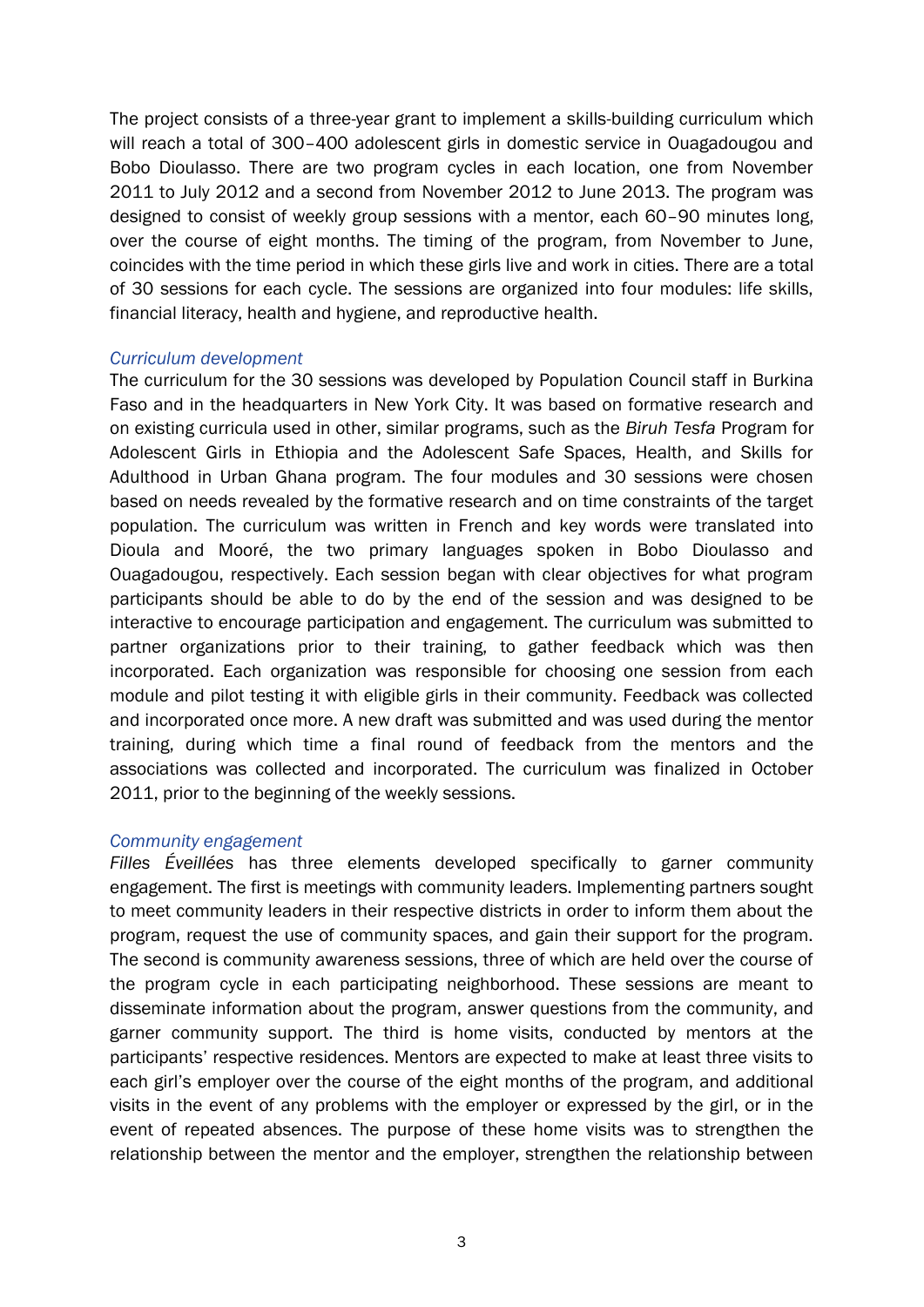The project consists of a three-year grant to implement a skills-building curriculum which will reach a total of 300–400 adolescent girls in domestic service in Ouagadougou and Bobo Dioulasso. There are two program cycles in each location, one from November 2011 to July 2012 and a second from November 2012 to June 2013. The program was designed to consist of weekly group sessions with a mentor, each 60–90 minutes long, over the course of eight months. The timing of the program, from November to June, coincides with the time period in which these girls live and work in cities. There are a total of 30 sessions for each cycle. The sessions are organized into four modules: life skills, financial literacy, health and hygiene, and reproductive health.

### *Curriculum development*

The curriculum for the 30 sessions was developed by Population Council staff in Burkina Faso and in the headquarters in New York City. It was based on formative research and on existing curricula used in other, similar programs, such as the *Biruh Tesfa* Program for Adolescent Girls in Ethiopia and the Adolescent Safe Spaces, Health, and Skills for Adulthood in Urban Ghana program. The four modules and 30 sessions were chosen based on needs revealed by the formative research and on time constraints of the target population. The curriculum was written in French and key words were translated into Dioula and Mooré, the two primary languages spoken in Bobo Dioulasso and Ouagadougou, respectively. Each session began with clear objectives for what program participants should be able to do by the end of the session and was designed to be interactive to encourage participation and engagement. The curriculum was submitted to partner organizations prior to their training, to gather feedback which was then incorporated. Each organization was responsible for choosing one session from each module and pilot testing it with eligible girls in their community. Feedback was collected and incorporated once more. A new draft was submitted and was used during the mentor training, during which time a final round of feedback from the mentors and the associations was collected and incorporated. The curriculum was finalized in October 2011, prior to the beginning of the weekly sessions.

### *Community engagement*

*Filles Éveillées* has three elements developed specifically to garner community engagement. The first is meetings with community leaders. Implementing partners sought to meet community leaders in their respective districts in order to inform them about the program, request the use of community spaces, and gain their support for the program. The second is community awareness sessions, three of which are held over the course of the program cycle in each participating neighborhood. These sessions are meant to disseminate information about the program, answer questions from the community, and garner community support. The third is home visits, conducted by mentors at the participants' respective residences. Mentors are expected to make at least three visits to each girl's employer over the course of the eight months of the program, and additional visits in the event of any problems with the employer or expressed by the girl, or in the event of repeated absences. The purpose of these home visits was to strengthen the relationship between the mentor and the employer, strengthen the relationship between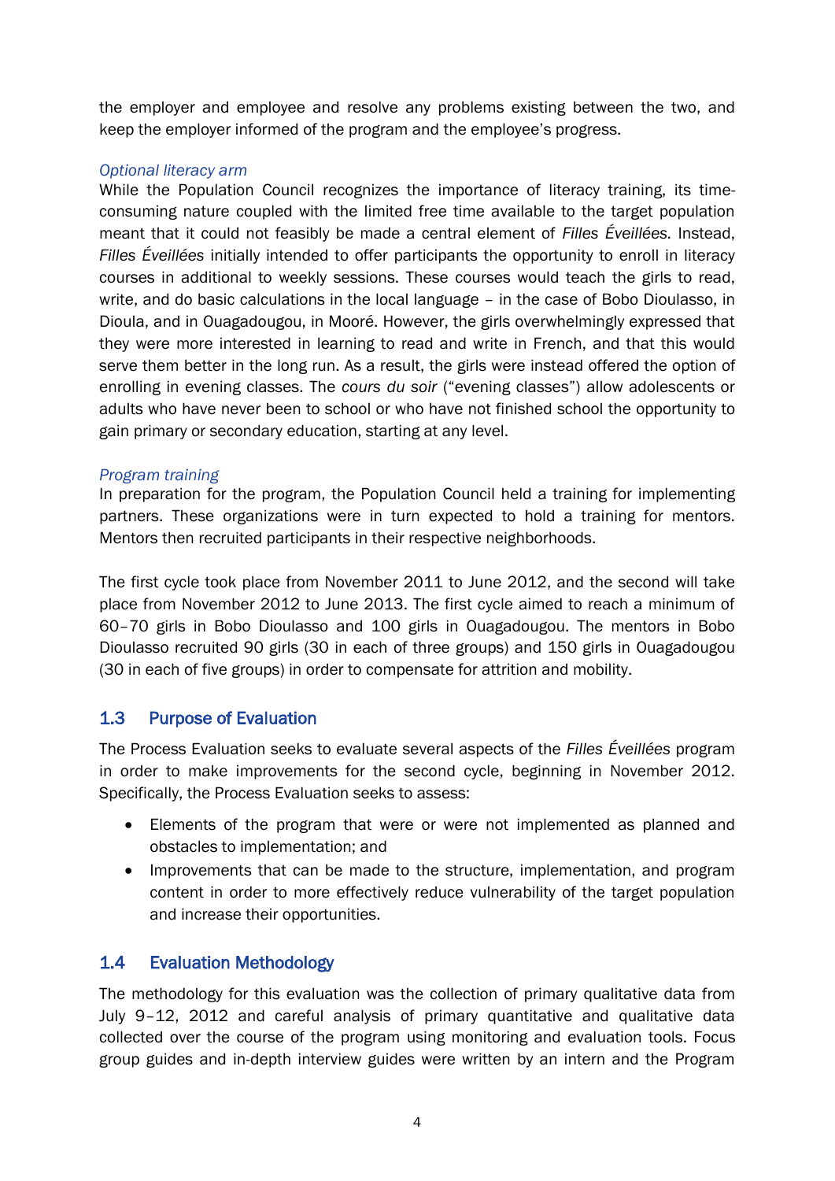the employer and employee and resolve any problems existing between the two, and keep the employer informed of the program and the employee's progress.

*Optional literacy arm*

While the Population Council recognizes the importance of literacy training, its time-consuming nature coupled with the limited free time available to the target population meant that it could not feasibly be made a central element of *Filles Éveillées*. Instead, *Filles Éveillées* initially intended to offer participants the opportunity to enroll in literacy courses in additional to weekly sessions. These courses would teach the girls to read, write, and do basic calculations in the local language – in the case of Bobo Dioulasso, in Dioula, and in Ouagadougou, in Mooré. However, the girls overwhelmingly expressed that they were more interested in learning to read and write in French, and that this would serve them better in the long run. As a result, the girls were instead offered the option of enrolling in evening classes. The *cours du soir* ("evening classes") allow adolescents or adults who have never been to school or who have not finished school the opportunity to gain primary or secondary education, starting at any level.

*Program training*

In preparation for the program, the Population Council held a training for implementing partners. These organizations were in turn expected to hold a training for mentors. Mentors then recruited participants in their respective neighborhoods.

The first cycle took place from November 2011 to June 2012, and the second will take place from November 2012 to June 2013. The first cycle aimed to reach a minimum of 60–70 girls in Bobo Dioulasso and 100 girls in Ouagadougou. The mentors in Bobo Dioulasso recruited 90 girls (30 in each of three groups) and 150 girls in Ouagadougou (30 in each of five groups) in order to compensate for attrition and mobility.

## 1.3 Purpose of Evaluation

The Process Evaluation seeks to evaluate several aspects of the *Filles Éveillées* program in order to make improvements for the second cycle, beginning in November 2012. Specifically, the Process Evaluation seeks to assess:

- Elements of the program that were or were not implemented as planned and obstacles to implementation; and
- Improvements that can be made to the structure, implementation, and program content in order to more effectively reduce vulnerability of the target population and increase their opportunities.

## 1.4 Evaluation Methodology

The methodology for this evaluation was the collection of primary qualitative data from July 9–12, 2012 and careful analysis of primary quantitative and qualitative data collected over the course of the program using monitoring and evaluation tools. Focus group guides and in-depth interview guides were written by an intern and the Program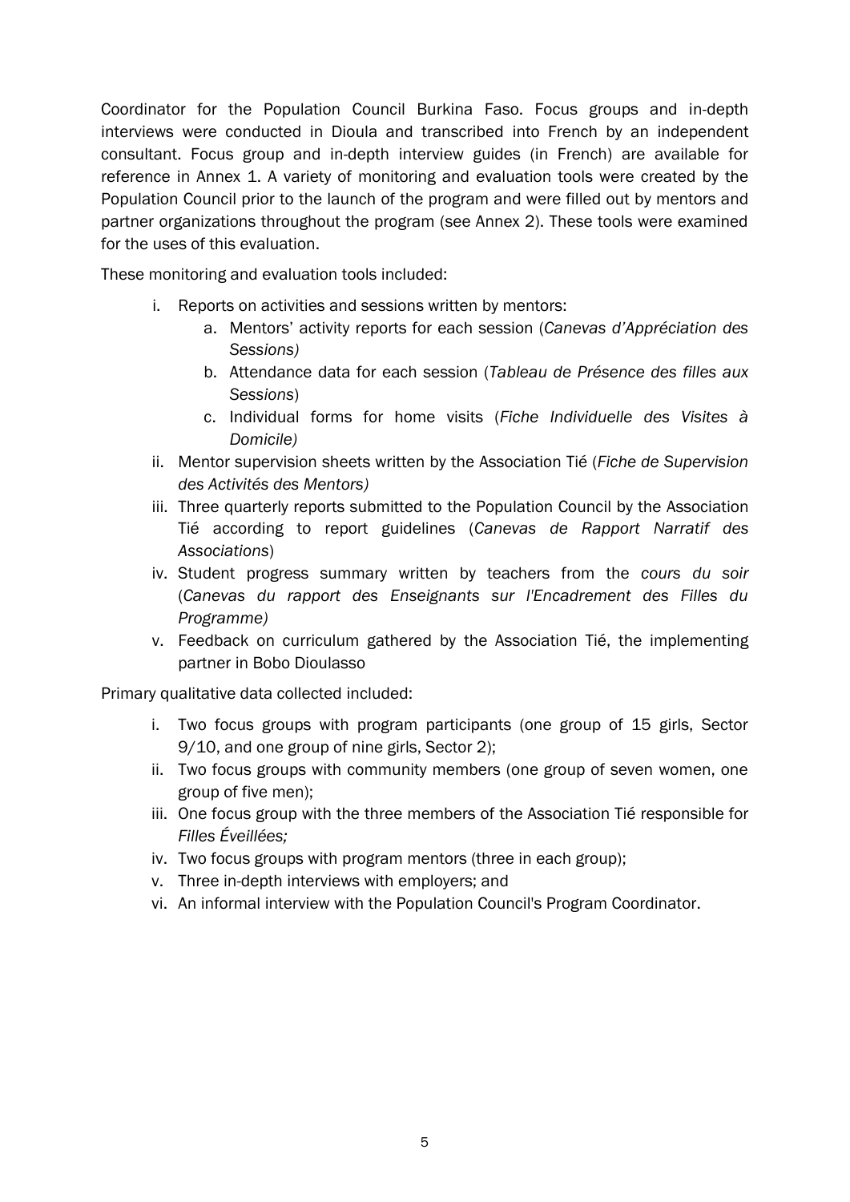Coordinator for the Population Council Burkina Faso. Focus groups and in-depth interviews were conducted in Dioula and transcribed into French by an independent consultant. Focus group and in-depth interview guides (in French) are available for reference in Annex 1. A variety of monitoring and evaluation tools were created by the Population Council prior to the launch of the program and were filled out by mentors and partner organizations throughout the program (see Annex 2). These tools were examined for the uses of this evaluation.

These monitoring and evaluation tools included:

i. Reports on activities and sessions written by mentors:
   a. Mentors' activity reports for each session (*Canevas d'Appréciation des Sessions)*
   b. Attendance data for each session (*Tableau de Présence des filles aux Sessions*)
   c. Individual forms for home visits (*Fiche Individuelle des Visites à Domicile)*
ii. Mentor supervision sheets written by the Association Tié (*Fiche de Supervision des Activités des Mentors)*
iii. Three quarterly reports submitted to the Population Council by the Association Tié according to report guidelines (*Canevas de Rapport Narratif des Associations*)
iv. Student progress summary written by teachers from the *cours du soir* (*Canevas du rapport des Enseignants sur l'Encadrement des Filles du Programme)*
v. Feedback on curriculum gathered by the Association Tié, the implementing partner in Bobo Dioulasso

Primary qualitative data collected included:

i. Two focus groups with program participants (one group of 15 girls, Sector 9/10, and one group of nine girls, Sector 2);
ii. Two focus groups with community members (one group of seven women, one group of five men);
iii. One focus group with the three members of the Association Tié responsible for *Filles Éveillées;*
iv. Two focus groups with program mentors (three in each group);
v. Three in-depth interviews with employers; and
vi. An informal interview with the Population Council's Program Coordinator.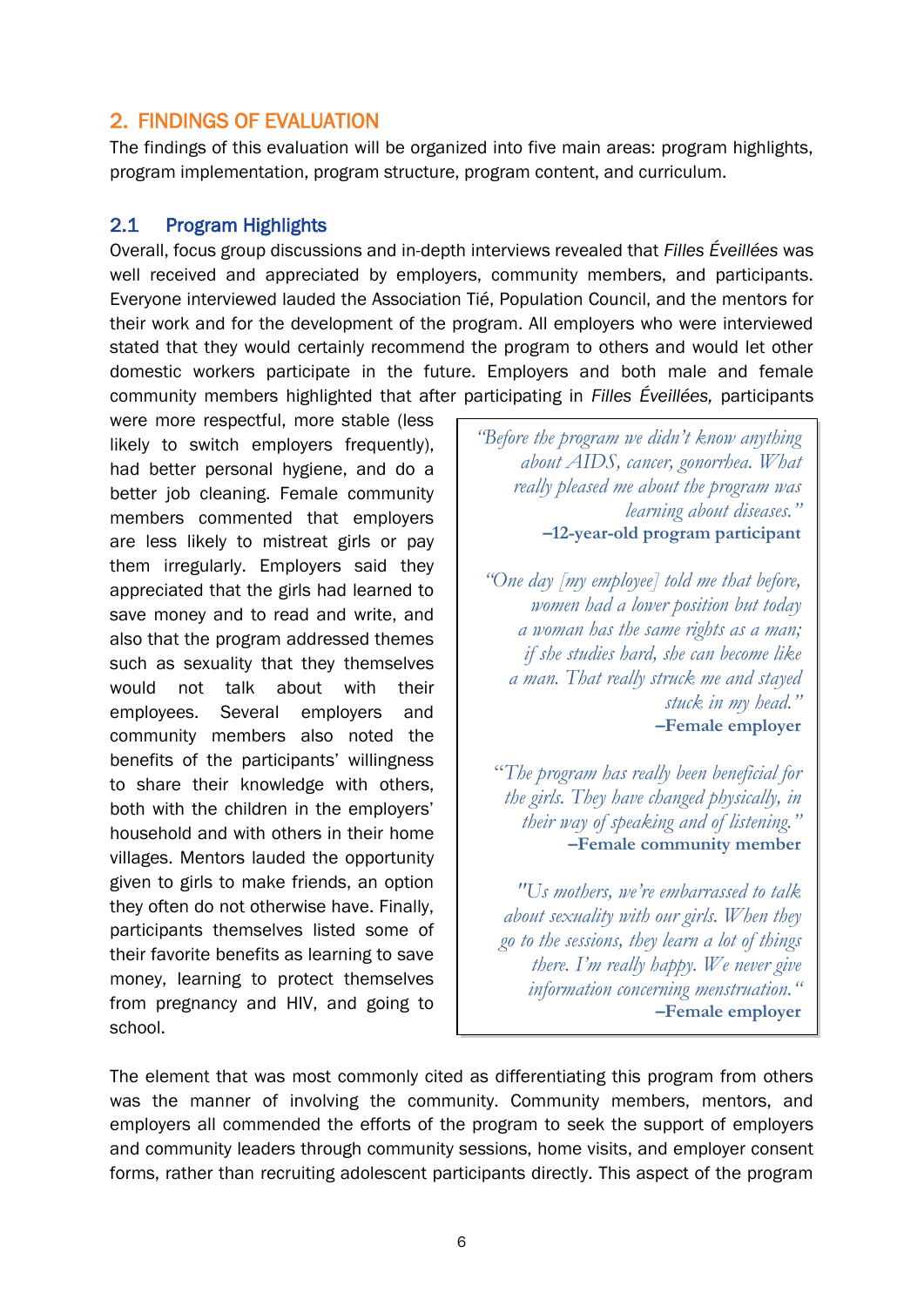## 2. FINDINGS OF EVALUATION

The findings of this evaluation will be organized into five main areas: program highlights, program implementation, program structure, program content, and curriculum.

### 2.1 Program Highlights

Overall, focus group discussions and in-depth interviews revealed that *Filles Éveillées* was well received and appreciated by employers, community members, and participants. Everyone interviewed lauded the Association Tié, Population Council, and the mentors for their work and for the development of the program. All employers who were interviewed stated that they would certainly recommend the program to others and would let other domestic workers participate in the future. Employers and both male and female community members highlighted that after participating in *Filles Éveillées,* participants were more respectful, more stable (less likely to switch employers frequently), had better personal hygiene, and do a better job cleaning. Female community members commented that employers are less likely to mistreat girls or pay them irregularly. Employers said they appreciated that the girls had learned to save money and to read and write, and also that the program addressed themes such as sexuality that they themselves would not talk about with their employees. Several employers and community members also noted the benefits of the participants' willingness to share their knowledge with others, both with the children in the employers' household and with others in their home villages. Mentors lauded the opportunity given to girls to make friends, an option they often do not otherwise have. Finally, participants themselves listed some of their favorite benefits as learning to save money, learning to protect themselves from pregnancy and HIV, and going to school.

> *"Before the program we didn't know anything about AIDS, cancer, gonorrhea. What really pleased me about the program was learning about diseases."*
> **–12-year-old program participant**
>
> *"One day [my employee] told me that before, women had a lower position but today a woman has the same rights as a man; if she studies hard, she can become like a man. That really struck me and stayed stuck in my head."*
> **–Female employer**
>
> *"The program has really been beneficial for the girls. They have changed physically, in their way of speaking and of listening."*
> **–Female community member**
>
> *"Us mothers, we're embarrassed to talk about sexuality with our girls. When they go to the sessions, they learn a lot of things there. I'm really happy. We never give information concerning menstruation."*
> **–Female employer**

The element that was most commonly cited as differentiating this program from others was the manner of involving the community. Community members, mentors, and employers all commended the efforts of the program to seek the support of employers and community leaders through community sessions, home visits, and employer consent forms, rather than recruiting adolescent participants directly. This aspect of the program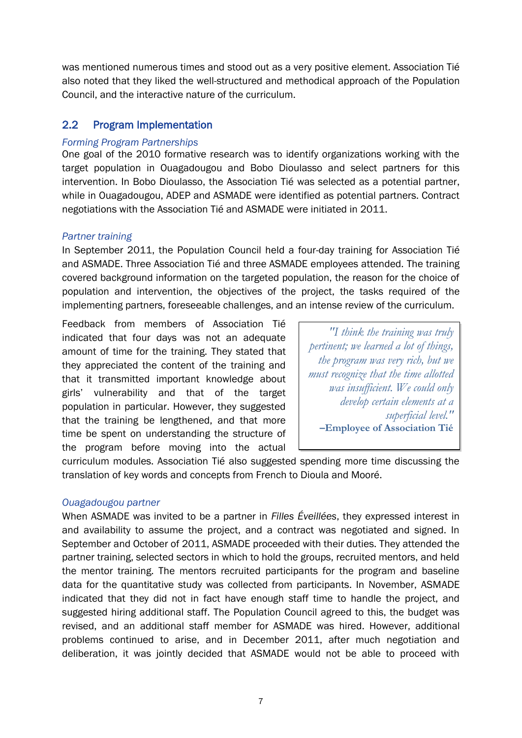was mentioned numerous times and stood out as a very positive element. Association Tié also noted that they liked the well-structured and methodical approach of the Population Council, and the interactive nature of the curriculum.

## 2.2 Program Implementation

*Forming Program Partnerships*

One goal of the 2010 formative research was to identify organizations working with the target population in Ouagadougou and Bobo Dioulasso and select partners for this intervention. In Bobo Dioulasso, the Association Tié was selected as a potential partner, while in Ouagadougou, ADEP and ASMADE were identified as potential partners. Contract negotiations with the Association Tié and ASMADE were initiated in 2011.

*Partner training*

In September 2011, the Population Council held a four-day training for Association Tié and ASMADE. Three Association Tié and three ASMADE employees attended. The training covered background information on the targeted population, the reason for the choice of population and intervention, the objectives of the project, the tasks required of the implementing partners, foreseeable challenges, and an intense review of the curriculum.

Feedback from members of Association Tié indicated that four days was not an adequate amount of time for the training. They stated that they appreciated the content of the training and that it transmitted important knowledge about girls' vulnerability and that of the target population in particular. However, they suggested that the training be lengthened, and that more time be spent on understanding the structure of the program before moving into the actual curriculum modules. Association Tié also suggested spending more time discussing the translation of key words and concepts from French to Dioula and Mooré.

> *"I think the training was truly pertinent; we learned a lot of things, the program was very rich, but we must recognize that the time allotted was insufficient. We could only develop certain elements at a superficial level."*
> **–Employee of Association Tié**

*Ouagadougou partner*

When ASMADE was invited to be a partner in *Filles Éveillées*, they expressed interest in and availability to assume the project, and a contract was negotiated and signed. In September and October of 2011, ASMADE proceeded with their duties. They attended the partner training, selected sectors in which to hold the groups, recruited mentors, and held the mentor training. The mentors recruited participants for the program and baseline data for the quantitative study was collected from participants. In November, ASMADE indicated that they did not in fact have enough staff time to handle the project, and suggested hiring additional staff. The Population Council agreed to this, the budget was revised, and an additional staff member for ASMADE was hired. However, additional problems continued to arise, and in December 2011, after much negotiation and deliberation, it was jointly decided that ASMADE would not be able to proceed with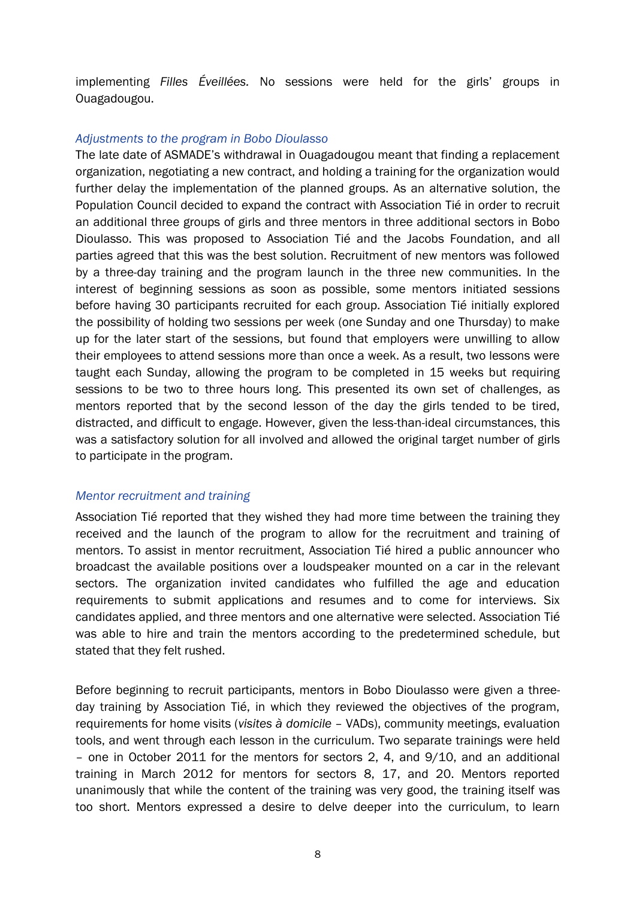implementing *Filles Éveillées*. No sessions were held for the girls' groups in Ouagadougou.

### *Adjustments to the program in Bobo Dioulasso*

The late date of ASMADE's withdrawal in Ouagadougou meant that finding a replacement organization, negotiating a new contract, and holding a training for the organization would further delay the implementation of the planned groups. As an alternative solution, the Population Council decided to expand the contract with Association Tié in order to recruit an additional three groups of girls and three mentors in three additional sectors in Bobo Dioulasso. This was proposed to Association Tié and the Jacobs Foundation, and all parties agreed that this was the best solution. Recruitment of new mentors was followed by a three-day training and the program launch in the three new communities. In the interest of beginning sessions as soon as possible, some mentors initiated sessions before having 30 participants recruited for each group. Association Tié initially explored the possibility of holding two sessions per week (one Sunday and one Thursday) to make up for the later start of the sessions, but found that employers were unwilling to allow their employees to attend sessions more than once a week. As a result, two lessons were taught each Sunday, allowing the program to be completed in 15 weeks but requiring sessions to be two to three hours long. This presented its own set of challenges, as mentors reported that by the second lesson of the day the girls tended to be tired, distracted, and difficult to engage. However, given the less-than-ideal circumstances, this was a satisfactory solution for all involved and allowed the original target number of girls to participate in the program.

### *Mentor recruitment and training*

Association Tié reported that they wished they had more time between the training they received and the launch of the program to allow for the recruitment and training of mentors. To assist in mentor recruitment, Association Tié hired a public announcer who broadcast the available positions over a loudspeaker mounted on a car in the relevant sectors. The organization invited candidates who fulfilled the age and education requirements to submit applications and resumes and to come for interviews. Six candidates applied, and three mentors and one alternative were selected. Association Tié was able to hire and train the mentors according to the predetermined schedule, but stated that they felt rushed.

Before beginning to recruit participants, mentors in Bobo Dioulasso were given a three-day training by Association Tié, in which they reviewed the objectives of the program, requirements for home visits (*visites à domicile* – VADs), community meetings, evaluation tools, and went through each lesson in the curriculum. Two separate trainings were held – one in October 2011 for the mentors for sectors 2, 4, and 9/10, and an additional training in March 2012 for mentors for sectors 8, 17, and 20. Mentors reported unanimously that while the content of the training was very good, the training itself was too short. Mentors expressed a desire to delve deeper into the curriculum, to learn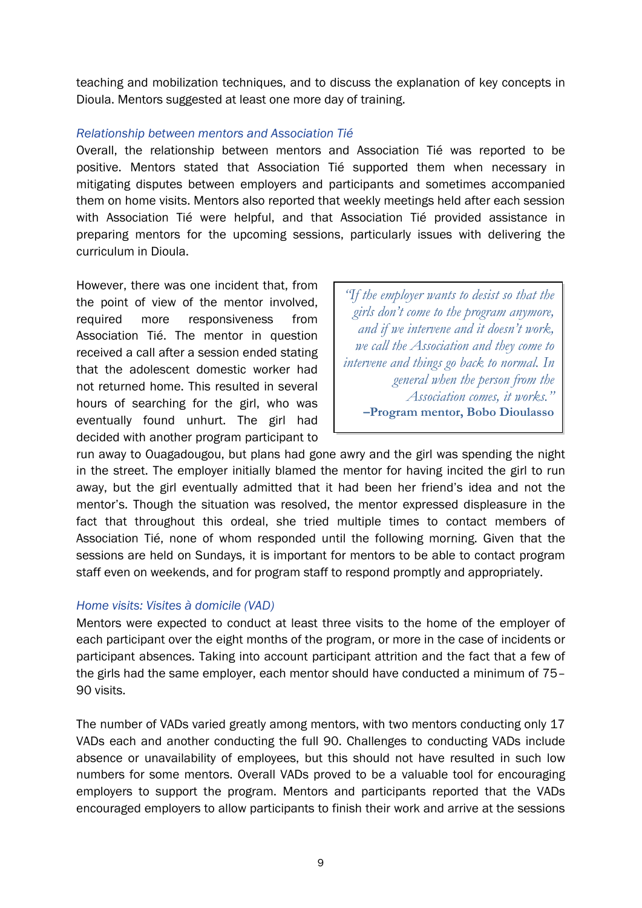teaching and mobilization techniques, and to discuss the explanation of key concepts in Dioula. Mentors suggested at least one more day of training.

*Relationship between mentors and Association Tié*

Overall, the relationship between mentors and Association Tié was reported to be positive. Mentors stated that Association Tié supported them when necessary in mitigating disputes between employers and participants and sometimes accompanied them on home visits. Mentors also reported that weekly meetings held after each session with Association Tié were helpful, and that Association Tié provided assistance in preparing mentors for the upcoming sessions, particularly issues with delivering the curriculum in Dioula.

> *"If the employer wants to desist so that the girls don't come to the program anymore, and if we intervene and it doesn't work, we call the Association and they come to intervene and things go back to normal. In general when the person from the Association comes, it works."*
> **–Program mentor, Bobo Dioulasso**

However, there was one incident that, from the point of view of the mentor involved, required more responsiveness from Association Tié. The mentor in question received a call after a session ended stating that the adolescent domestic worker had not returned home. This resulted in several hours of searching for the girl, who was eventually found unhurt. The girl had decided with another program participant to run away to Ouagadougou, but plans had gone awry and the girl was spending the night in the street. The employer initially blamed the mentor for having incited the girl to run away, but the girl eventually admitted that it had been her friend's idea and not the mentor's. Though the situation was resolved, the mentor expressed displeasure in the fact that throughout this ordeal, she tried multiple times to contact members of Association Tié, none of whom responded until the following morning. Given that the sessions are held on Sundays, it is important for mentors to be able to contact program staff even on weekends, and for program staff to respond promptly and appropriately.

*Home visits: Visites à domicile (VAD)*

Mentors were expected to conduct at least three visits to the home of the employer of each participant over the eight months of the program, or more in the case of incidents or participant absences. Taking into account participant attrition and the fact that a few of the girls had the same employer, each mentor should have conducted a minimum of 75–90 visits.

The number of VADs varied greatly among mentors, with two mentors conducting only 17 VADs each and another conducting the full 90. Challenges to conducting VADs include absence or unavailability of employees, but this should not have resulted in such low numbers for some mentors. Overall VADs proved to be a valuable tool for encouraging employers to support the program. Mentors and participants reported that the VADs encouraged employers to allow participants to finish their work and arrive at the sessions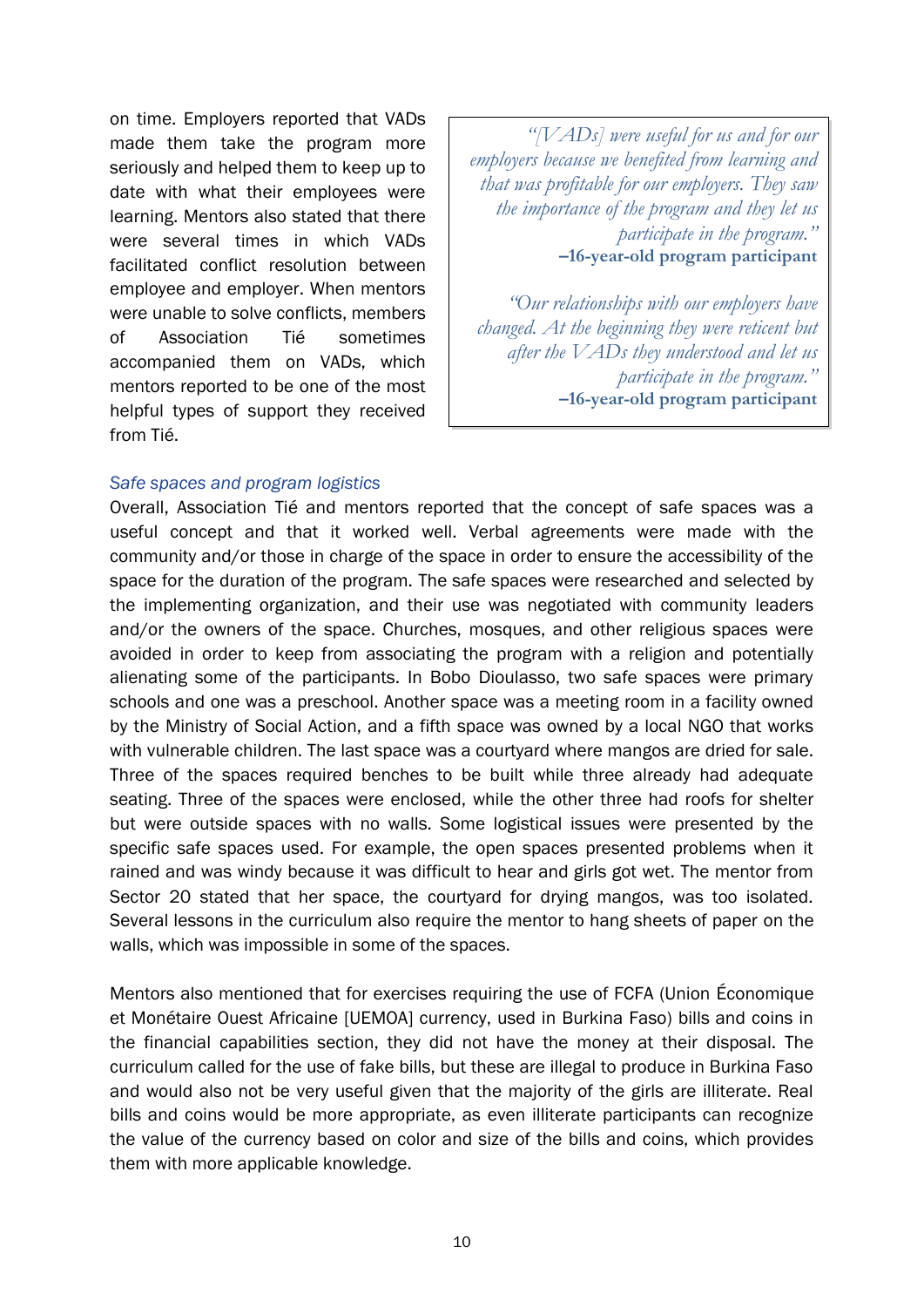on time. Employers reported that VADs made them take the program more seriously and helped them to keep up to date with what their employees were learning. Mentors also stated that there were several times in which VADs facilitated conflict resolution between employee and employer. When mentors were unable to solve conflicts, members of Association Tié sometimes accompanied them on VADs, which mentors reported to be one of the most helpful types of support they received from Tié.

> *"[VADs] were useful for us and for our employers because we benefited from learning and that was profitable for our employers. They saw the importance of the program and they let us participate in the program."*
> **–16-year-old program participant**
>
> *"Our relationships with our employers have changed. At the beginning they were reticent but after the VADs they understood and let us participate in the program."*
> **–16-year-old program participant**

### *Safe spaces and program logistics*

Overall, Association Tié and mentors reported that the concept of safe spaces was a useful concept and that it worked well. Verbal agreements were made with the community and/or those in charge of the space in order to ensure the accessibility of the space for the duration of the program. The safe spaces were researched and selected by the implementing organization, and their use was negotiated with community leaders and/or the owners of the space. Churches, mosques, and other religious spaces were avoided in order to keep from associating the program with a religion and potentially alienating some of the participants. In Bobo Dioulasso, two safe spaces were primary schools and one was a preschool. Another space was a meeting room in a facility owned by the Ministry of Social Action, and a fifth space was owned by a local NGO that works with vulnerable children. The last space was a courtyard where mangos are dried for sale. Three of the spaces required benches to be built while three already had adequate seating. Three of the spaces were enclosed, while the other three had roofs for shelter but were outside spaces with no walls. Some logistical issues were presented by the specific safe spaces used. For example, the open spaces presented problems when it rained and was windy because it was difficult to hear and girls got wet. The mentor from Sector 20 stated that her space, the courtyard for drying mangos, was too isolated. Several lessons in the curriculum also require the mentor to hang sheets of paper on the walls, which was impossible in some of the spaces.

Mentors also mentioned that for exercises requiring the use of FCFA (Union Économique et Monétaire Ouest Africaine [UEMOA] currency, used in Burkina Faso) bills and coins in the financial capabilities section, they did not have the money at their disposal. The curriculum called for the use of fake bills, but these are illegal to produce in Burkina Faso and would also not be very useful given that the majority of the girls are illiterate. Real bills and coins would be more appropriate, as even illiterate participants can recognize the value of the currency based on color and size of the bills and coins, which provides them with more applicable knowledge.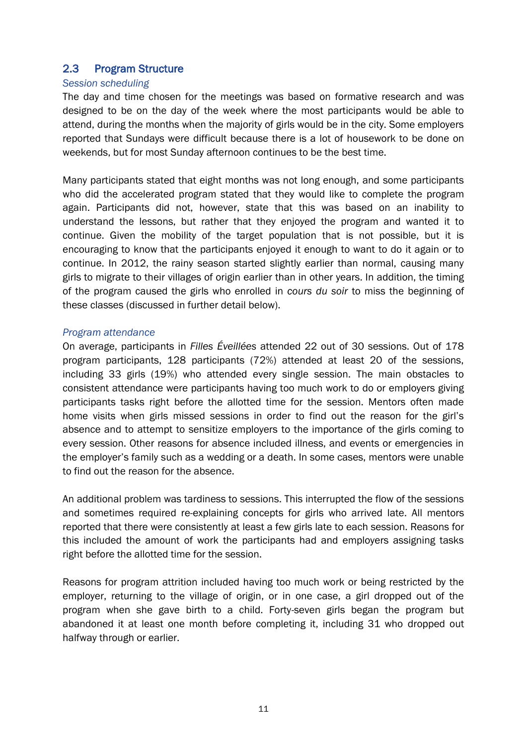## 2.3 Program Structure

*Session scheduling*

The day and time chosen for the meetings was based on formative research and was designed to be on the day of the week where the most participants would be able to attend, during the months when the majority of girls would be in the city. Some employers reported that Sundays were difficult because there is a lot of housework to be done on weekends, but for most Sunday afternoon continues to be the best time.

Many participants stated that eight months was not long enough, and some participants who did the accelerated program stated that they would like to complete the program again. Participants did not, however, state that this was based on an inability to understand the lessons, but rather that they enjoyed the program and wanted it to continue. Given the mobility of the target population that is not possible, but it is encouraging to know that the participants enjoyed it enough to want to do it again or to continue. In 2012, the rainy season started slightly earlier than normal, causing many girls to migrate to their villages of origin earlier than in other years. In addition, the timing of the program caused the girls who enrolled in *cours du soir* to miss the beginning of these classes (discussed in further detail below).

*Program attendance*

On average, participants in *Filles Éveillées* attended 22 out of 30 sessions. Out of 178 program participants, 128 participants (72%) attended at least 20 of the sessions, including 33 girls (19%) who attended every single session. The main obstacles to consistent attendance were participants having too much work to do or employers giving participants tasks right before the allotted time for the session. Mentors often made home visits when girls missed sessions in order to find out the reason for the girl's absence and to attempt to sensitize employers to the importance of the girls coming to every session. Other reasons for absence included illness, and events or emergencies in the employer's family such as a wedding or a death. In some cases, mentors were unable to find out the reason for the absence.

An additional problem was tardiness to sessions. This interrupted the flow of the sessions and sometimes required re-explaining concepts for girls who arrived late. All mentors reported that there were consistently at least a few girls late to each session. Reasons for this included the amount of work the participants had and employers assigning tasks right before the allotted time for the session.

Reasons for program attrition included having too much work or being restricted by the employer, returning to the village of origin, or in one case, a girl dropped out of the program when she gave birth to a child. Forty-seven girls began the program but abandoned it at least one month before completing it, including 31 who dropped out halfway through or earlier.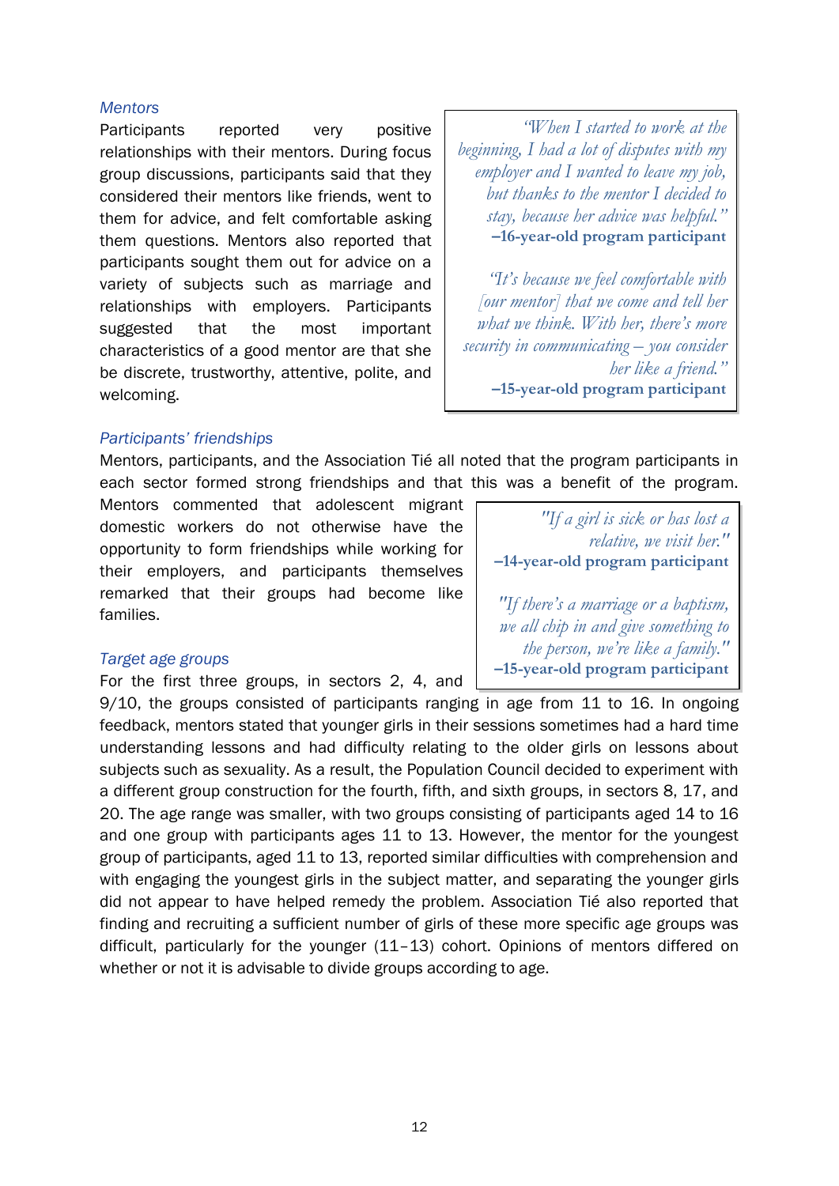### *Mentors*

Participants reported very positive relationships with their mentors. During focus group discussions, participants said that they considered their mentors like friends, went to them for advice, and felt comfortable asking them questions. Mentors also reported that participants sought them out for advice on a variety of subjects such as marriage and relationships with employers. Participants suggested that the most important characteristics of a good mentor are that she be discrete, trustworthy, attentive, polite, and welcoming.

> *"When I started to work at the beginning, I had a lot of disputes with my employer and I wanted to leave my job, but thanks to the mentor I decided to stay, because her advice was helpful."*
> **–16-year-old program participant**
>
> *"It's because we feel comfortable with [our mentor] that we come and tell her what we think. With her, there's more security in communicating – you consider her like a friend."*
> **–15-year-old program participant**

### *Participants' friendships*

Mentors, participants, and the Association Tié all noted that the program participants in each sector formed strong friendships and that this was a benefit of the program. Mentors commented that adolescent migrant domestic workers do not otherwise have the opportunity to form friendships while working for their employers, and participants themselves remarked that their groups had become like families.

> *"If a girl is sick or has lost a relative, we visit her."*
> **–14-year-old program participant**
>
> *"If there's a marriage or a baptism, we all chip in and give something to the person, we're like a family."*
> **–15-year-old program participant**

### *Target age groups*

For the first three groups, in sectors 2, 4, and 9/10, the groups consisted of participants ranging in age from 11 to 16. In ongoing feedback, mentors stated that younger girls in their sessions sometimes had a hard time understanding lessons and had difficulty relating to the older girls on lessons about subjects such as sexuality. As a result, the Population Council decided to experiment with a different group construction for the fourth, fifth, and sixth groups, in sectors 8, 17, and 20. The age range was smaller, with two groups consisting of participants aged 14 to 16 and one group with participants ages 11 to 13. However, the mentor for the youngest group of participants, aged 11 to 13, reported similar difficulties with comprehension and with engaging the youngest girls in the subject matter, and separating the younger girls did not appear to have helped remedy the problem. Association Tié also reported that finding and recruiting a sufficient number of girls of these more specific age groups was difficult, particularly for the younger (11–13) cohort. Opinions of mentors differed on whether or not it is advisable to divide groups according to age.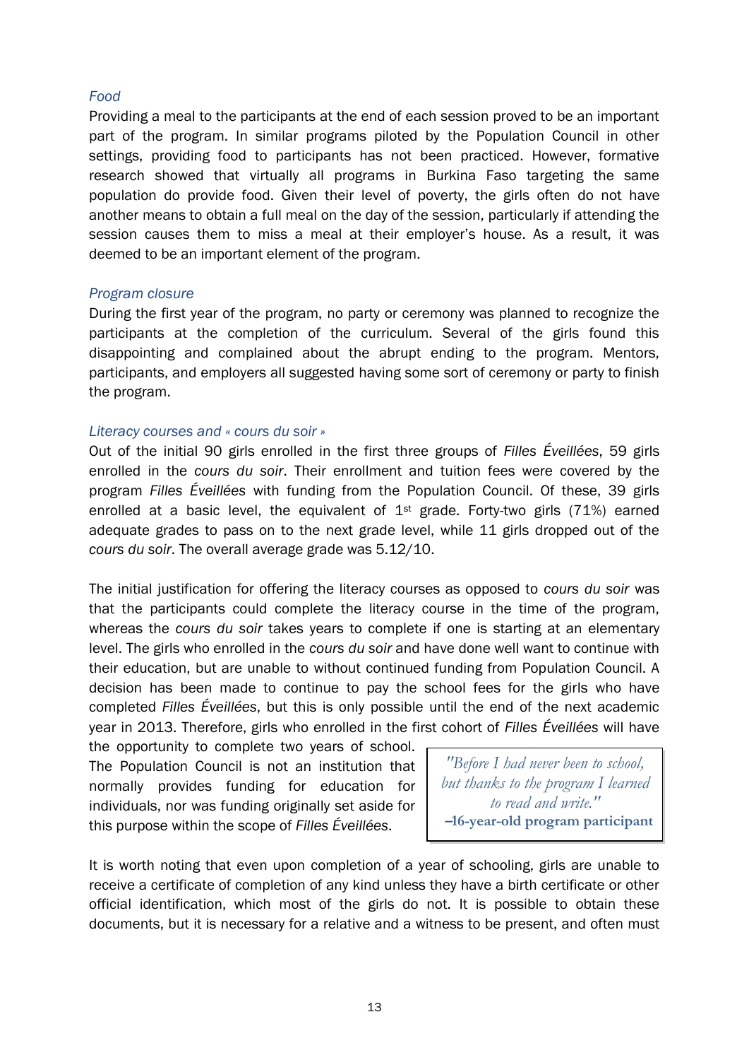*Food*

Providing a meal to the participants at the end of each session proved to be an important part of the program. In similar programs piloted by the Population Council in other settings, providing food to participants has not been practiced. However, formative research showed that virtually all programs in Burkina Faso targeting the same population do provide food. Given their level of poverty, the girls often do not have another means to obtain a full meal on the day of the session, particularly if attending the session causes them to miss a meal at their employer's house. As a result, it was deemed to be an important element of the program.

*Program closure*

During the first year of the program, no party or ceremony was planned to recognize the participants at the completion of the curriculum. Several of the girls found this disappointing and complained about the abrupt ending to the program. Mentors, participants, and employers all suggested having some sort of ceremony or party to finish the program.

*Literacy courses and « cours du soir »*

Out of the initial 90 girls enrolled in the first three groups of *Filles Éveillées*, 59 girls enrolled in the *cours du soir*. Their enrollment and tuition fees were covered by the program *Filles Éveillées* with funding from the Population Council. Of these, 39 girls enrolled at a basic level, the equivalent of 1st grade. Forty-two girls (71%) earned adequate grades to pass on to the next grade level, while 11 girls dropped out of the *cours du soir*. The overall average grade was 5.12/10.

The initial justification for offering the literacy courses as opposed to *cours du soir* was that the participants could complete the literacy course in the time of the program, whereas the *cours du soir* takes years to complete if one is starting at an elementary level. The girls who enrolled in the *cours du soir* and have done well want to continue with their education, but are unable to without continued funding from Population Council. A decision has been made to continue to pay the school fees for the girls who have completed *Filles Éveillées*, but this is only possible until the end of the next academic year in 2013. Therefore, girls who enrolled in the first cohort of *Filles Éveillées* will have the opportunity to complete two years of school. The Population Council is not an institution that normally provides funding for education for individuals, nor was funding originally set aside for this purpose within the scope of *Filles Éveillées*.

> *"Before I had never been to school, but thanks to the program I learned to read and write."*
> **–16-year-old program participant**

It is worth noting that even upon completion of a year of schooling, girls are unable to receive a certificate of completion of any kind unless they have a birth certificate or other official identification, which most of the girls do not. It is possible to obtain these documents, but it is necessary for a relative and a witness to be present, and often must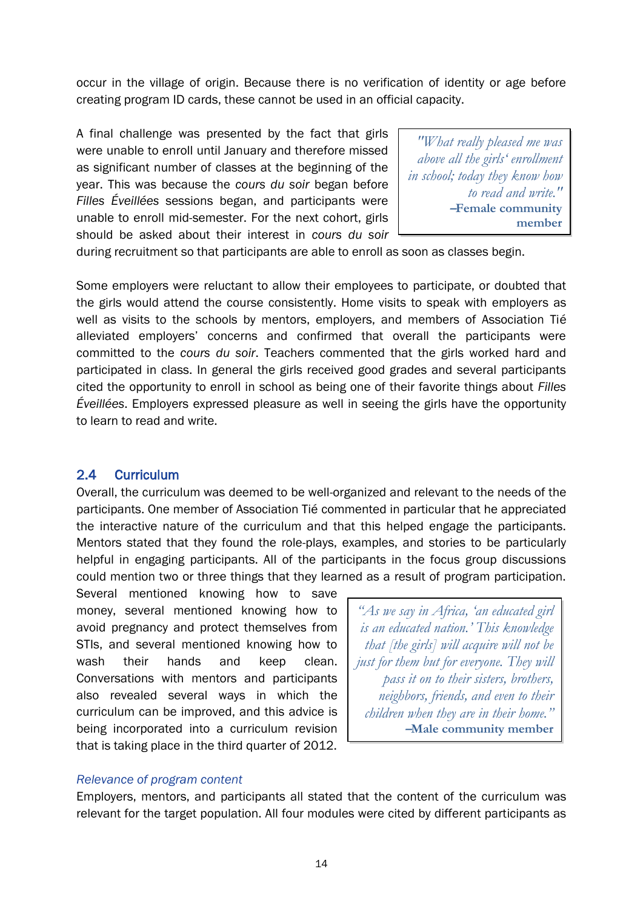occur in the village of origin. Because there is no verification of identity or age before creating program ID cards, these cannot be used in an official capacity.

A final challenge was presented by the fact that girls were unable to enroll until January and therefore missed as significant number of classes at the beginning of the year. This was because the *cours du soir* began before *Filles Éveillées* sessions began, and participants were unable to enroll mid-semester. For the next cohort, girls should be asked about their interest in *cours du soir* during recruitment so that participants are able to enroll as soon as classes begin.

> *"What really pleased me was above all the girls' enrollment in school; today they know how to read and write."*
> **–Female community member**

Some employers were reluctant to allow their employees to participate, or doubted that the girls would attend the course consistently. Home visits to speak with employers as well as visits to the schools by mentors, employers, and members of Association Tié alleviated employers' concerns and confirmed that overall the participants were committed to the *cours du soir*. Teachers commented that the girls worked hard and participated in class. In general the girls received good grades and several participants cited the opportunity to enroll in school as being one of their favorite things about *Filles Éveillées*. Employers expressed pleasure as well in seeing the girls have the opportunity to learn to read and write.

## 2.4 Curriculum

Overall, the curriculum was deemed to be well-organized and relevant to the needs of the participants. One member of Association Tié commented in particular that he appreciated the interactive nature of the curriculum and that this helped engage the participants. Mentors stated that they found the role-plays, examples, and stories to be particularly helpful in engaging participants. All of the participants in the focus group discussions could mention two or three things that they learned as a result of program participation. Several mentioned knowing how to save money, several mentioned knowing how to avoid pregnancy and protect themselves from STIs, and several mentioned knowing how to wash their hands and keep clean. Conversations with mentors and participants also revealed several ways in which the curriculum can be improved, and this advice is being incorporated into a curriculum revision that is taking place in the third quarter of 2012.

> *"As we say in Africa, 'an educated girl is an educated nation.' This knowledge that [the girls] will acquire will not be just for them but for everyone. They will pass it on to their sisters, brothers, neighbors, friends, and even to their children when they are in their home."*
> **–Male community member**

### *Relevance of program content*

Employers, mentors, and participants all stated that the content of the curriculum was relevant for the target population. All four modules were cited by different participants as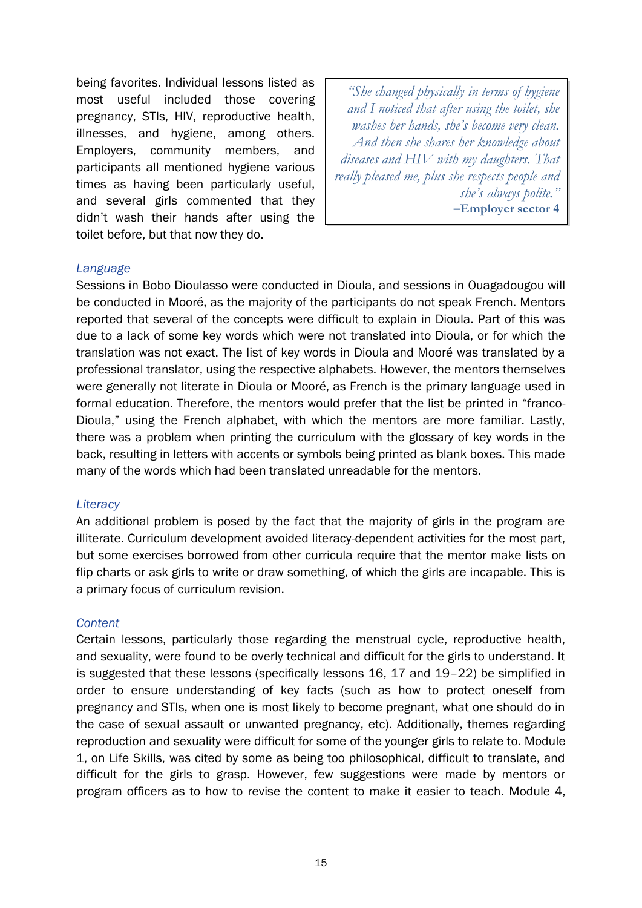being favorites. Individual lessons listed as most useful included those covering pregnancy, STIs, HIV, reproductive health, illnesses, and hygiene, among others. Employers, community members, and participants all mentioned hygiene various times as having been particularly useful, and several girls commented that they didn't wash their hands after using the toilet before, but that now they do.

> *"She changed physically in terms of hygiene and I noticed that after using the toilet, she washes her hands, she's become very clean. And then she shares her knowledge about diseases and HIV with my daughters. That really pleased me, plus she respects people and she's always polite."*
> **–Employer sector 4**

### *Language*

Sessions in Bobo Dioulasso were conducted in Dioula, and sessions in Ouagadougou will be conducted in Mooré, as the majority of the participants do not speak French. Mentors reported that several of the concepts were difficult to explain in Dioula. Part of this was due to a lack of some key words which were not translated into Dioula, or for which the translation was not exact. The list of key words in Dioula and Mooré was translated by a professional translator, using the respective alphabets. However, the mentors themselves were generally not literate in Dioula or Mooré, as French is the primary language used in formal education. Therefore, the mentors would prefer that the list be printed in "franco-Dioula," using the French alphabet, with which the mentors are more familiar. Lastly, there was a problem when printing the curriculum with the glossary of key words in the back, resulting in letters with accents or symbols being printed as blank boxes. This made many of the words which had been translated unreadable for the mentors.

### *Literacy*

An additional problem is posed by the fact that the majority of girls in the program are illiterate. Curriculum development avoided literacy-dependent activities for the most part, but some exercises borrowed from other curricula require that the mentor make lists on flip charts or ask girls to write or draw something, of which the girls are incapable. This is a primary focus of curriculum revision.

### *Content*

Certain lessons, particularly those regarding the menstrual cycle, reproductive health, and sexuality, were found to be overly technical and difficult for the girls to understand. It is suggested that these lessons (specifically lessons 16, 17 and 19–22) be simplified in order to ensure understanding of key facts (such as how to protect oneself from pregnancy and STIs, when one is most likely to become pregnant, what one should do in the case of sexual assault or unwanted pregnancy, etc). Additionally, themes regarding reproduction and sexuality were difficult for some of the younger girls to relate to. Module 1, on Life Skills, was cited by some as being too philosophical, difficult to translate, and difficult for the girls to grasp. However, few suggestions were made by mentors or program officers as to how to revise the content to make it easier to teach. Module 4,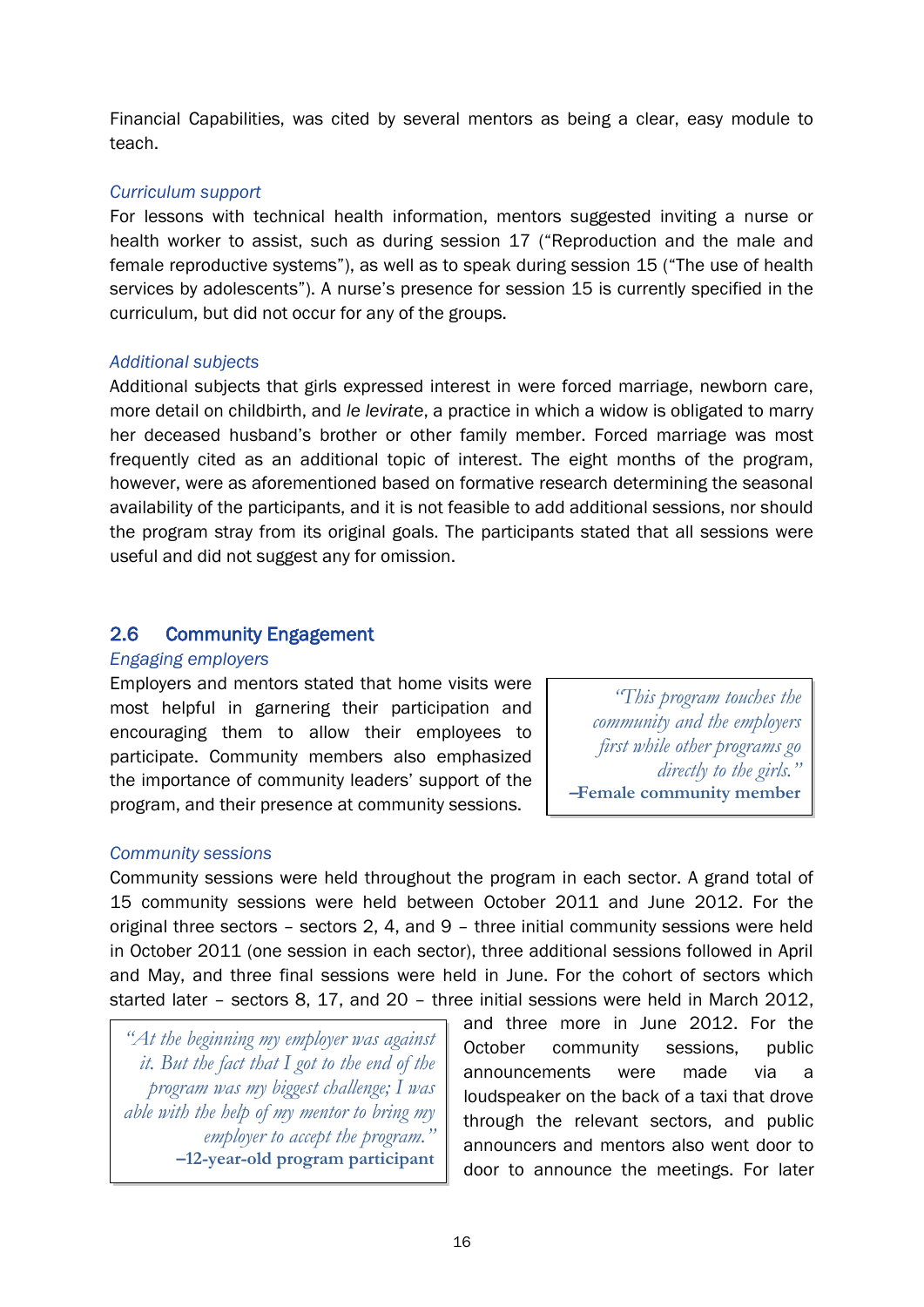Financial Capabilities, was cited by several mentors as being a clear, easy module to teach.

*Curriculum support*

For lessons with technical health information, mentors suggested inviting a nurse or health worker to assist, such as during session 17 (“Reproduction and the male and female reproductive systems”), as well as to speak during session 15 (“The use of health services by adolescents”). A nurse’s presence for session 15 is currently specified in the curriculum, but did not occur for any of the groups.

*Additional subjects*

Additional subjects that girls expressed interest in were forced marriage, newborn care, more detail on childbirth, and *le levirate*, a practice in which a widow is obligated to marry her deceased husband’s brother or other family member. Forced marriage was most frequently cited as an additional topic of interest. The eight months of the program, however, were as aforementioned based on formative research determining the seasonal availability of the participants, and it is not feasible to add additional sessions, nor should the program stray from its original goals. The participants stated that all sessions were useful and did not suggest any for omission.

## 2.6 Community Engagement

*Engaging employers*

Employers and mentors stated that home visits were most helpful in garnering their participation and encouraging them to allow their employees to participate. Community members also emphasized the importance of community leaders’ support of the program, and their presence at community sessions.

> *“This program touches the community and the employers first while other programs go directly to the girls.”*
> **–Female community member**

*Community sessions*

Community sessions were held throughout the program in each sector. A grand total of 15 community sessions were held between October 2011 and June 2012. For the original three sectors – sectors 2, 4, and 9 – three initial community sessions were held in October 2011 (one session in each sector), three additional sessions followed in April and May, and three final sessions were held in June. For the cohort of sectors which started later – sectors 8, 17, and 20 – three initial sessions were held in March 2012, and three more in June 2012. For the October community sessions, public announcements were made via a loudspeaker on the back of a taxi that drove through the relevant sectors, and public announcers and mentors also went door to door to announce the meetings. For later

> *“At the beginning my employer was against it. But the fact that I got to the end of the program was my biggest challenge; I was able with the help of my mentor to bring my employer to accept the program.”*
> **–12-year-old program participant**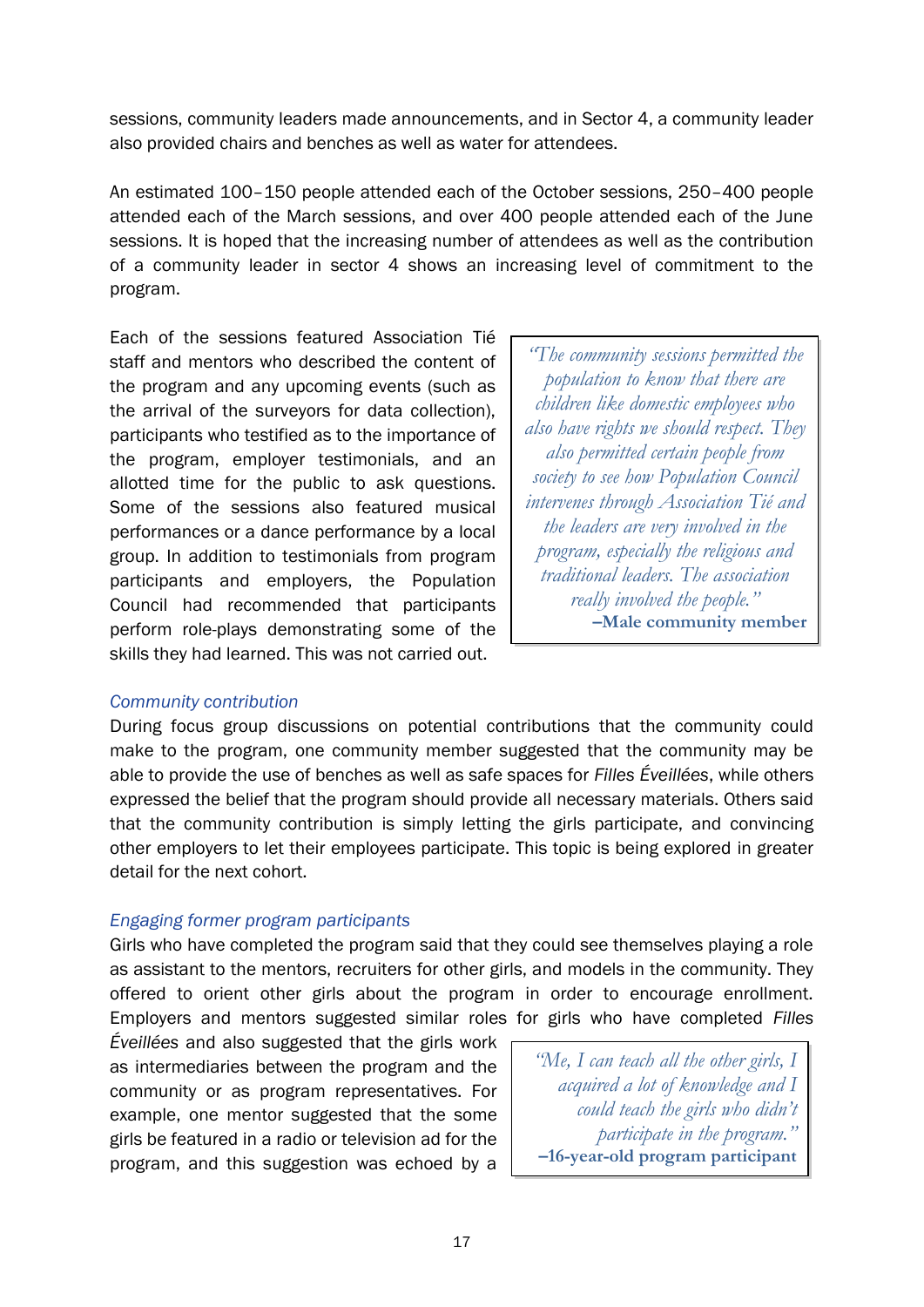sessions, community leaders made announcements, and in Sector 4, a community leader also provided chairs and benches as well as water for attendees.

An estimated 100–150 people attended each of the October sessions, 250–400 people attended each of the March sessions, and over 400 people attended each of the June sessions. It is hoped that the increasing number of attendees as well as the contribution of a community leader in sector 4 shows an increasing level of commitment to the program.

Each of the sessions featured Association Tié staff and mentors who described the content of the program and any upcoming events (such as the arrival of the surveyors for data collection), participants who testified as to the importance of the program, employer testimonials, and an allotted time for the public to ask questions. Some of the sessions also featured musical performances or a dance performance by a local group. In addition to testimonials from program participants and employers, the Population Council had recommended that participants perform role-plays demonstrating some of the skills they had learned. This was not carried out.

> *"The community sessions permitted the population to know that there are children like domestic employees who also have rights we should respect. They also permitted certain people from society to see how Population Council intervenes through Association Tié and the leaders are very involved in the program, especially the religious and traditional leaders. The association really involved the people."*
> **–Male community member**

### *Community contribution*

During focus group discussions on potential contributions that the community could make to the program, one community member suggested that the community may be able to provide the use of benches as well as safe spaces for *Filles Éveillées*, while others expressed the belief that the program should provide all necessary materials. Others said that the community contribution is simply letting the girls participate, and convincing other employers to let their employees participate. This topic is being explored in greater detail for the next cohort.

### *Engaging former program participants*

Girls who have completed the program said that they could see themselves playing a role as assistant to the mentors, recruiters for other girls, and models in the community. They offered to orient other girls about the program in order to encourage enrollment. Employers and mentors suggested similar roles for girls who have completed *Filles Éveillées* and also suggested that the girls work as intermediaries between the program and the community or as program representatives. For example, one mentor suggested that the some girls be featured in a radio or television ad for the program, and this suggestion was echoed by a

> *"Me, I can teach all the other girls, I acquired a lot of knowledge and I could teach the girls who didn't participate in the program."*
> **–16-year-old program participant**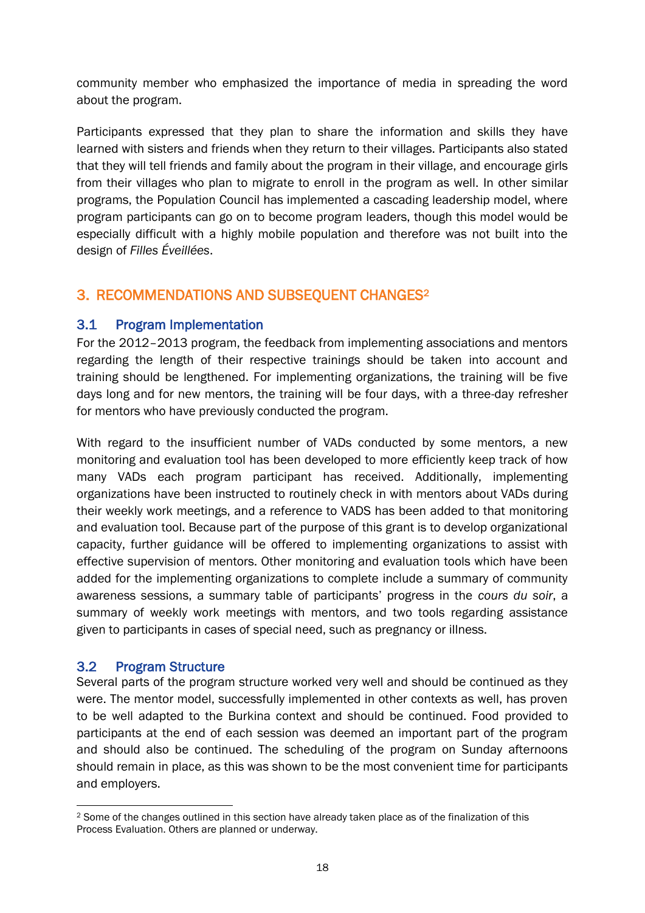community member who emphasized the importance of media in spreading the word about the program.

Participants expressed that they plan to share the information and skills they have learned with sisters and friends when they return to their villages. Participants also stated that they will tell friends and family about the program in their village, and encourage girls from their villages who plan to migrate to enroll in the program as well. In other similar programs, the Population Council has implemented a cascading leadership model, where program participants can go on to become program leaders, though this model would be especially difficult with a highly mobile population and therefore was not built into the design of *Filles Éveillées*.

## 3. RECOMMENDATIONS AND SUBSEQUENT CHANGES[2]

### 3.1 Program Implementation

For the 2012–2013 program, the feedback from implementing associations and mentors regarding the length of their respective trainings should be taken into account and training should be lengthened. For implementing organizations, the training will be five days long and for new mentors, the training will be four days, with a three-day refresher for mentors who have previously conducted the program.

With regard to the insufficient number of VADs conducted by some mentors, a new monitoring and evaluation tool has been developed to more efficiently keep track of how many VADs each program participant has received. Additionally, implementing organizations have been instructed to routinely check in with mentors about VADs during their weekly work meetings, and a reference to VADS has been added to that monitoring and evaluation tool. Because part of the purpose of this grant is to develop organizational capacity, further guidance will be offered to implementing organizations to assist with effective supervision of mentors. Other monitoring and evaluation tools which have been added for the implementing organizations to complete include a summary of community awareness sessions, a summary table of participants' progress in the *cours du soir*, a summary of weekly work meetings with mentors, and two tools regarding assistance given to participants in cases of special need, such as pregnancy or illness.

### 3.2 Program Structure

Several parts of the program structure worked very well and should be continued as they were. The mentor model, successfully implemented in other contexts as well, has proven to be well adapted to the Burkina context and should be continued. Food provided to participants at the end of each session was deemed an important part of the program and should also be continued. The scheduling of the program on Sunday afternoons should remain in place, as this was shown to be the most convenient time for participants and employers.

[2] Some of the changes outlined in this section have already taken place as of the finalization of this Process Evaluation. Others are planned or underway.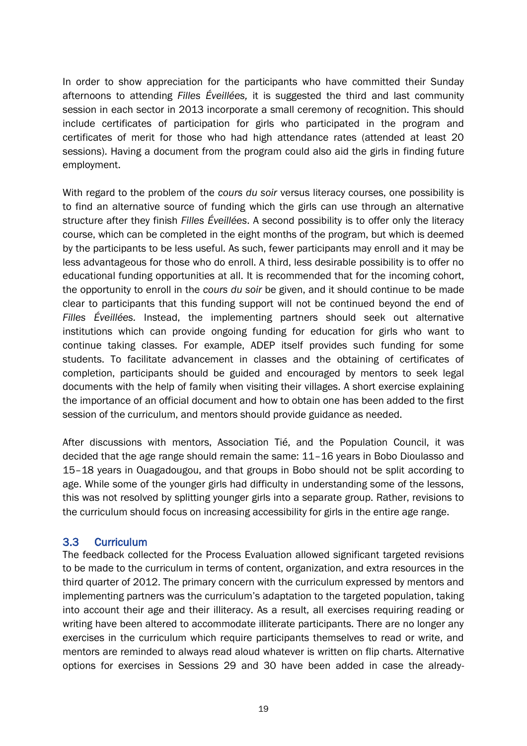In order to show appreciation for the participants who have committed their Sunday afternoons to attending *Filles Éveillées,* it is suggested the third and last community session in each sector in 2013 incorporate a small ceremony of recognition. This should include certificates of participation for girls who participated in the program and certificates of merit for those who had high attendance rates (attended at least 20 sessions). Having a document from the program could also aid the girls in finding future employment.

With regard to the problem of the *cours du soir* versus literacy courses, one possibility is to find an alternative source of funding which the girls can use through an alternative structure after they finish *Filles Éveillées*. A second possibility is to offer only the literacy course, which can be completed in the eight months of the program, but which is deemed by the participants to be less useful. As such, fewer participants may enroll and it may be less advantageous for those who do enroll. A third, less desirable possibility is to offer no educational funding opportunities at all. It is recommended that for the incoming cohort, the opportunity to enroll in the *cours du soir* be given, and it should continue to be made clear to participants that this funding support will not be continued beyond the end of *Filles Éveillées.* Instead, the implementing partners should seek out alternative institutions which can provide ongoing funding for education for girls who want to continue taking classes. For example, ADEP itself provides such funding for some students. To facilitate advancement in classes and the obtaining of certificates of completion, participants should be guided and encouraged by mentors to seek legal documents with the help of family when visiting their villages. A short exercise explaining the importance of an official document and how to obtain one has been added to the first session of the curriculum, and mentors should provide guidance as needed.

After discussions with mentors, Association Tié, and the Population Council, it was decided that the age range should remain the same: 11–16 years in Bobo Dioulasso and 15–18 years in Ouagadougou, and that groups in Bobo should not be split according to age. While some of the younger girls had difficulty in understanding some of the lessons, this was not resolved by splitting younger girls into a separate group. Rather, revisions to the curriculum should focus on increasing accessibility for girls in the entire age range.

### 3.3 Curriculum

The feedback collected for the Process Evaluation allowed significant targeted revisions to be made to the curriculum in terms of content, organization, and extra resources in the third quarter of 2012. The primary concern with the curriculum expressed by mentors and implementing partners was the curriculum's adaptation to the targeted population, taking into account their age and their illiteracy. As a result, all exercises requiring reading or writing have been altered to accommodate illiterate participants. There are no longer any exercises in the curriculum which require participants themselves to read or write, and mentors are reminded to always read aloud whatever is written on flip charts. Alternative options for exercises in Sessions 29 and 30 have been added in case the already-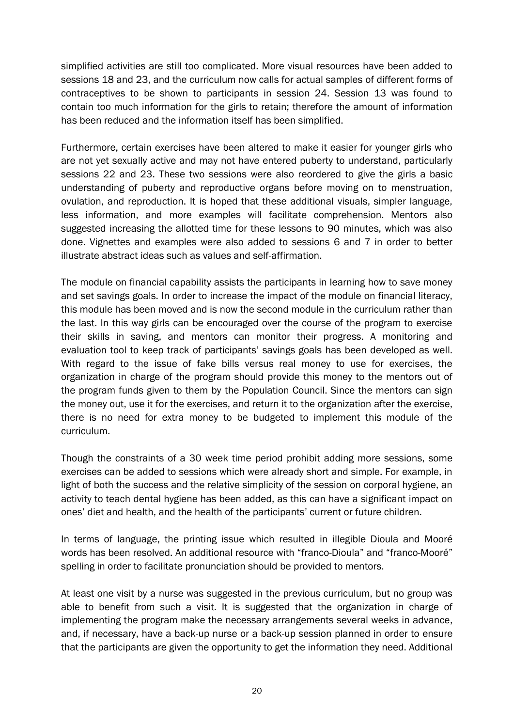simplified activities are still too complicated. More visual resources have been added to sessions 18 and 23, and the curriculum now calls for actual samples of different forms of contraceptives to be shown to participants in session 24. Session 13 was found to contain too much information for the girls to retain; therefore the amount of information has been reduced and the information itself has been simplified.

Furthermore, certain exercises have been altered to make it easier for younger girls who are not yet sexually active and may not have entered puberty to understand, particularly sessions 22 and 23. These two sessions were also reordered to give the girls a basic understanding of puberty and reproductive organs before moving on to menstruation, ovulation, and reproduction. It is hoped that these additional visuals, simpler language, less information, and more examples will facilitate comprehension. Mentors also suggested increasing the allotted time for these lessons to 90 minutes, which was also done. Vignettes and examples were also added to sessions 6 and 7 in order to better illustrate abstract ideas such as values and self-affirmation.

The module on financial capability assists the participants in learning how to save money and set savings goals. In order to increase the impact of the module on financial literacy, this module has been moved and is now the second module in the curriculum rather than the last. In this way girls can be encouraged over the course of the program to exercise their skills in saving, and mentors can monitor their progress. A monitoring and evaluation tool to keep track of participants' savings goals has been developed as well. With regard to the issue of fake bills versus real money to use for exercises, the organization in charge of the program should provide this money to the mentors out of the program funds given to them by the Population Council. Since the mentors can sign the money out, use it for the exercises, and return it to the organization after the exercise, there is no need for extra money to be budgeted to implement this module of the curriculum.

Though the constraints of a 30 week time period prohibit adding more sessions, some exercises can be added to sessions which were already short and simple. For example, in light of both the success and the relative simplicity of the session on corporal hygiene, an activity to teach dental hygiene has been added, as this can have a significant impact on ones' diet and health, and the health of the participants' current or future children.

In terms of language, the printing issue which resulted in illegible Dioula and Mooré words has been resolved. An additional resource with "franco-Dioula" and "franco-Mooré" spelling in order to facilitate pronunciation should be provided to mentors.

At least one visit by a nurse was suggested in the previous curriculum, but no group was able to benefit from such a visit. It is suggested that the organization in charge of implementing the program make the necessary arrangements several weeks in advance, and, if necessary, have a back-up nurse or a back-up session planned in order to ensure that the participants are given the opportunity to get the information they need. Additional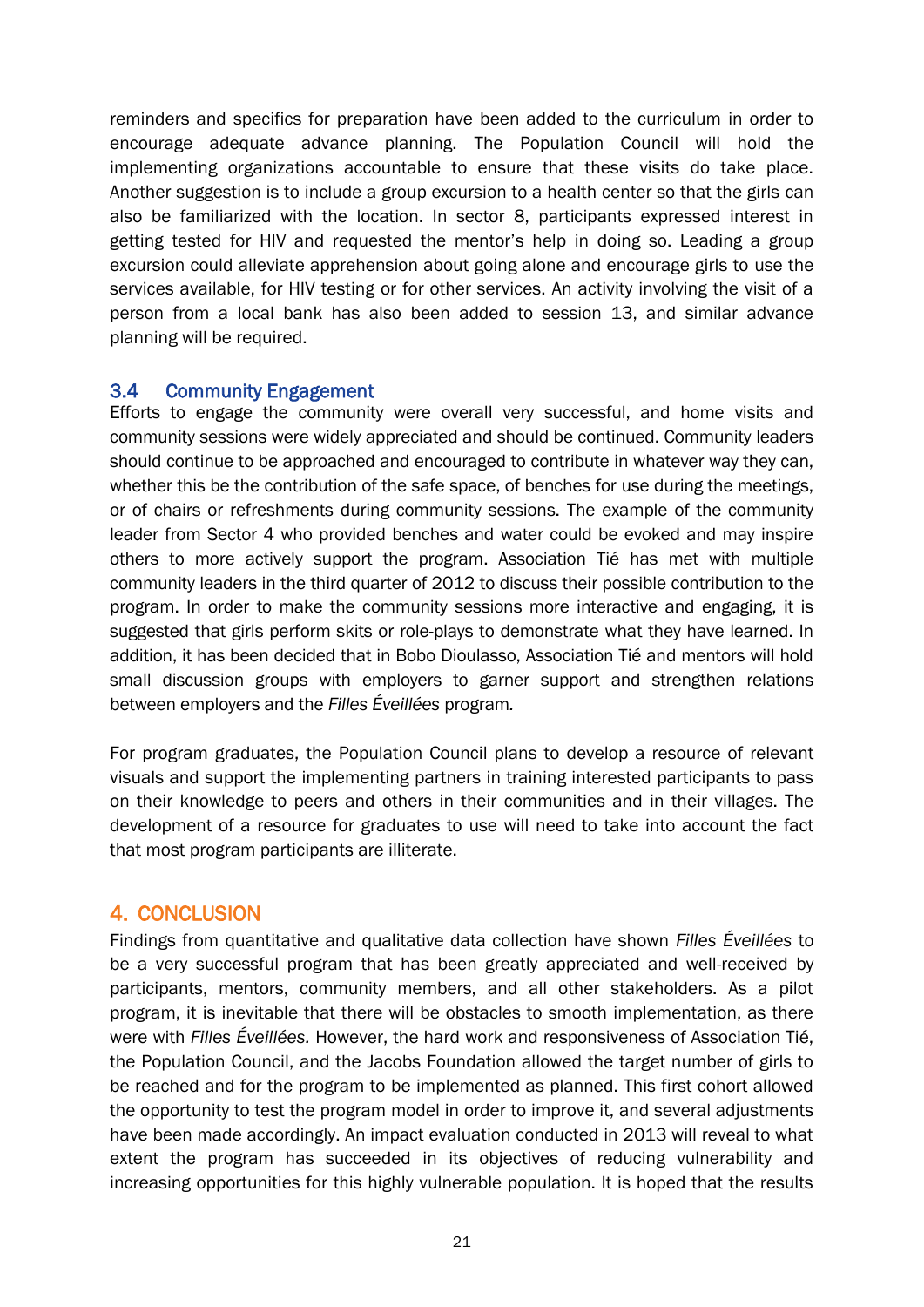reminders and specifics for preparation have been added to the curriculum in order to encourage adequate advance planning. The Population Council will hold the implementing organizations accountable to ensure that these visits do take place. Another suggestion is to include a group excursion to a health center so that the girls can also be familiarized with the location. In sector 8, participants expressed interest in getting tested for HIV and requested the mentor's help in doing so. Leading a group excursion could alleviate apprehension about going alone and encourage girls to use the services available, for HIV testing or for other services. An activity involving the visit of a person from a local bank has also been added to session 13, and similar advance planning will be required.

### 3.4 Community Engagement

Efforts to engage the community were overall very successful, and home visits and community sessions were widely appreciated and should be continued. Community leaders should continue to be approached and encouraged to contribute in whatever way they can, whether this be the contribution of the safe space, of benches for use during the meetings, or of chairs or refreshments during community sessions. The example of the community leader from Sector 4 who provided benches and water could be evoked and may inspire others to more actively support the program. Association Tié has met with multiple community leaders in the third quarter of 2012 to discuss their possible contribution to the program. In order to make the community sessions more interactive and engaging, it is suggested that girls perform skits or role-plays to demonstrate what they have learned. In addition, it has been decided that in Bobo Dioulasso, Association Tié and mentors will hold small discussion groups with employers to garner support and strengthen relations between employers and the *Filles Éveillées* program.

For program graduates, the Population Council plans to develop a resource of relevant visuals and support the implementing partners in training interested participants to pass on their knowledge to peers and others in their communities and in their villages. The development of a resource for graduates to use will need to take into account the fact that most program participants are illiterate.

## 4. CONCLUSION

Findings from quantitative and qualitative data collection have shown *Filles Éveillées* to be a very successful program that has been greatly appreciated and well-received by participants, mentors, community members, and all other stakeholders. As a pilot program, it is inevitable that there will be obstacles to smooth implementation, as there were with *Filles Éveillées*. However, the hard work and responsiveness of Association Tié, the Population Council, and the Jacobs Foundation allowed the target number of girls to be reached and for the program to be implemented as planned. This first cohort allowed the opportunity to test the program model in order to improve it, and several adjustments have been made accordingly. An impact evaluation conducted in 2013 will reveal to what extent the program has succeeded in its objectives of reducing vulnerability and increasing opportunities for this highly vulnerable population. It is hoped that the results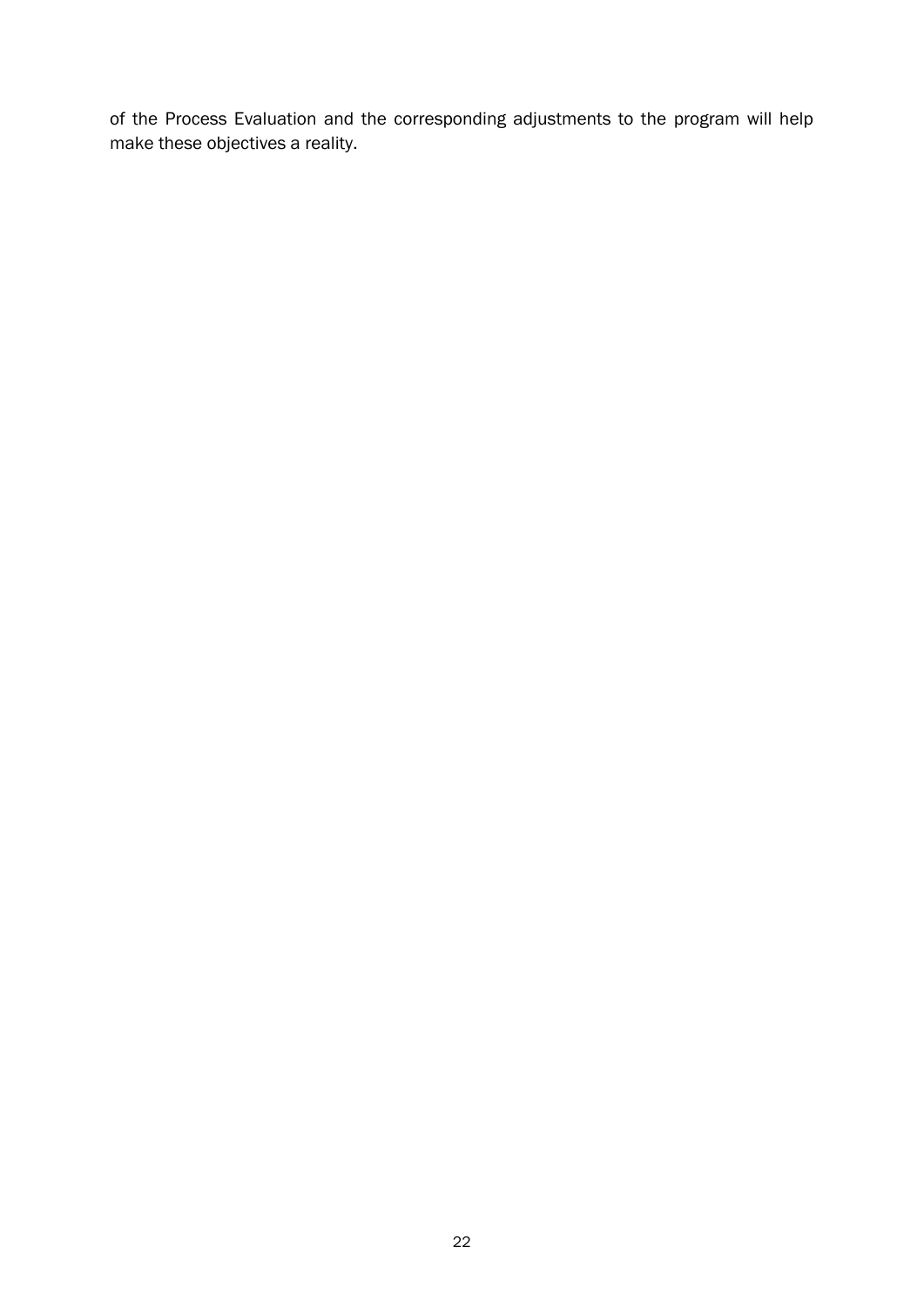of the Process Evaluation and the corresponding adjustments to the program will help make these objectives a reality.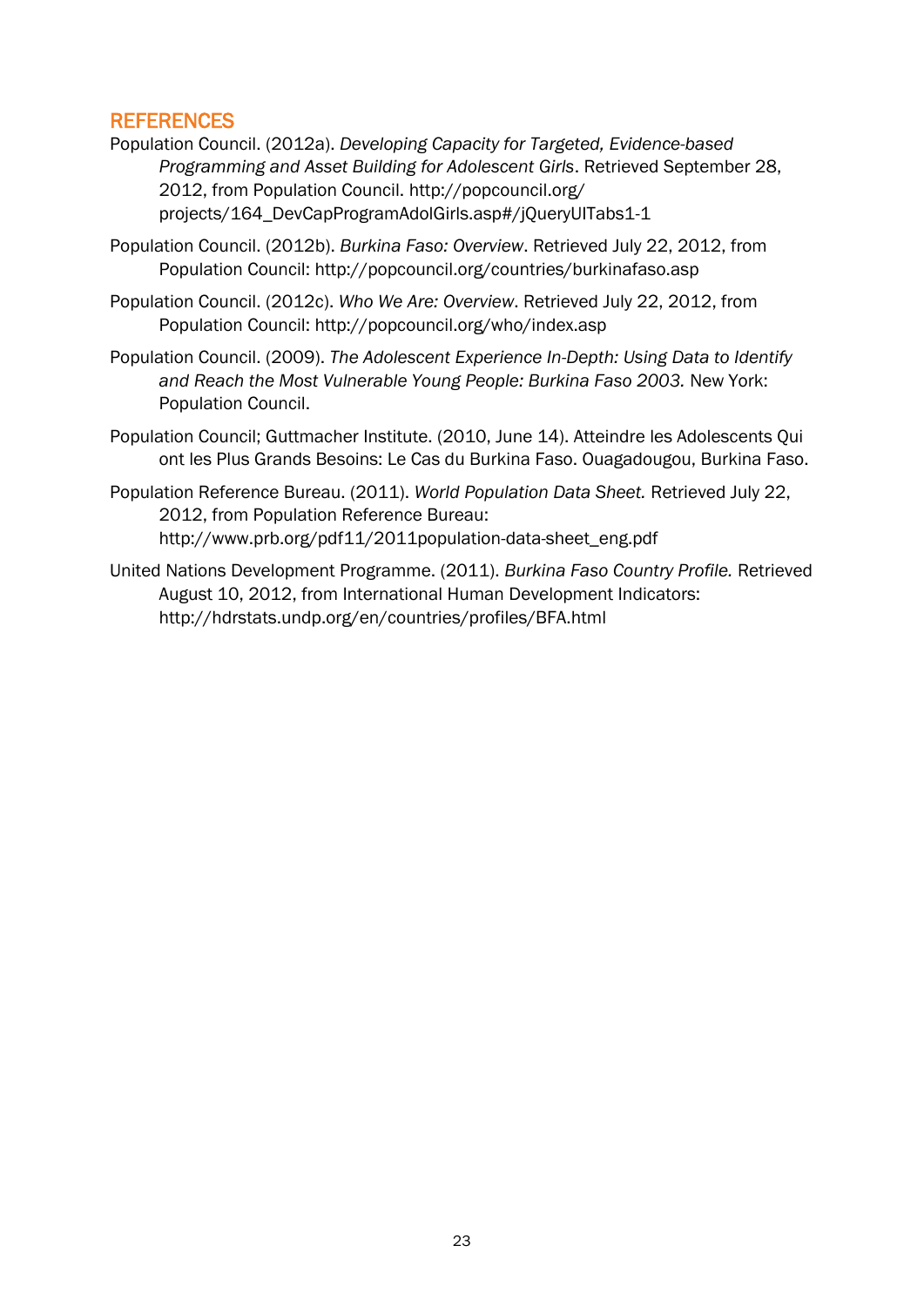## REFERENCES

Population Council. (2012a). *Developing Capacity for Targeted, Evidence-based Programming and Asset Building for Adolescent Girls*. Retrieved September 28, 2012, from Population Council. http://popcouncil.org/projects/164_DevCapProgramAdolGirls.asp#/jQueryUITabs1-1

Population Council. (2012b). *Burkina Faso: Overview*. Retrieved July 22, 2012, from Population Council: http://popcouncil.org/countries/burkinafaso.asp

Population Council. (2012c). *Who We Are: Overview*. Retrieved July 22, 2012, from Population Council: http://popcouncil.org/who/index.asp

Population Council. (2009). *The Adolescent Experience In-Depth: Using Data to Identify and Reach the Most Vulnerable Young People: Burkina Faso 2003.* New York: Population Council.

Population Council; Guttmacher Institute. (2010, June 14). Atteindre les Adolescents Qui ont les Plus Grands Besoins: Le Cas du Burkina Faso. Ouagadougou, Burkina Faso.

Population Reference Bureau. (2011). *World Population Data Sheet.* Retrieved July 22, 2012, from Population Reference Bureau: http://www.prb.org/pdf11/2011population-data-sheet_eng.pdf

United Nations Development Programme. (2011). *Burkina Faso Country Profile.* Retrieved August 10, 2012, from International Human Development Indicators: http://hdrstats.undp.org/en/countries/profiles/BFA.html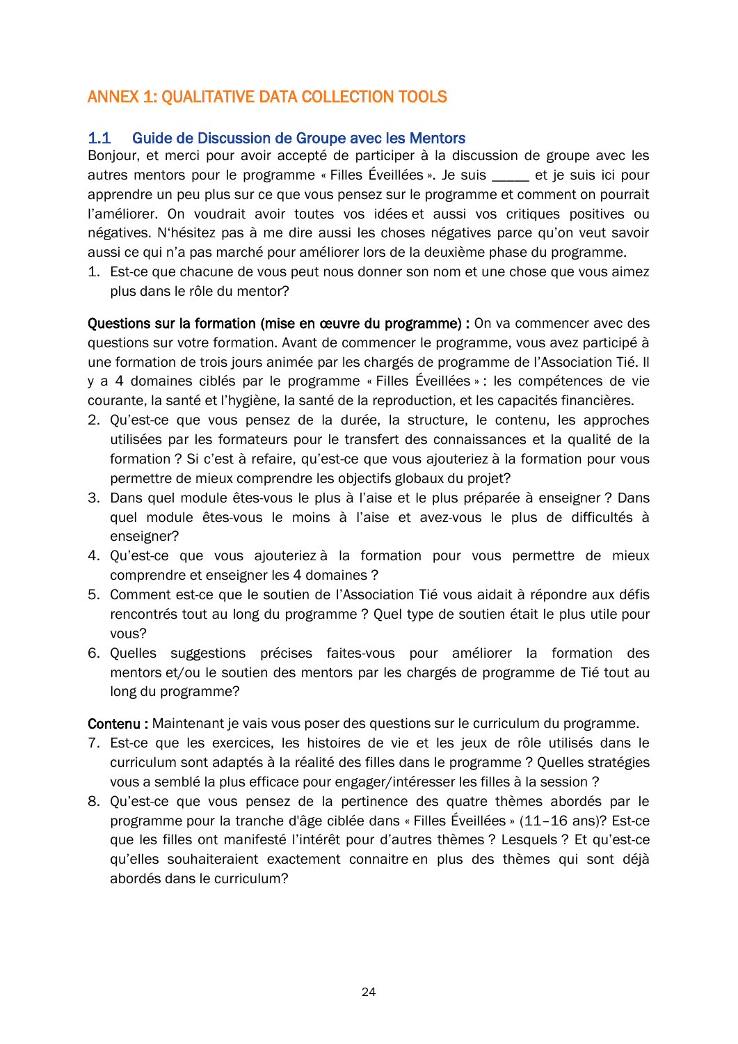# ANNEX 1: QUALITATIVE DATA COLLECTION TOOLS

## 1.1 Guide de Discussion de Groupe avec les Mentors

Bonjour, et merci pour avoir accepté de participer à la discussion de groupe avec les autres mentors pour le programme « Filles Éveillées ». Je suis _____ et je suis ici pour apprendre un peu plus sur ce que vous pensez sur le programme et comment on pourrait l'améliorer. On voudrait avoir toutes vos idées et aussi vos critiques positives ou négatives. N'hésitez pas à me dire aussi les choses négatives parce qu'on veut savoir aussi ce qui n'a pas marché pour améliorer lors de la deuxième phase du programme.

1. Est-ce que chacune de vous peut nous donner son nom et une chose que vous aimez plus dans le rôle du mentor?

**Questions sur la formation (mise en œuvre du programme) :** On va commencer avec des questions sur votre formation. Avant de commencer le programme, vous avez participé à une formation de trois jours animée par les chargés de programme de l'Association Tié. Il y a 4 domaines ciblés par le programme « Filles Éveillées » : les compétences de vie courante, la santé et l'hygiène, la santé de la reproduction, et les capacités financières.

2. Qu'est-ce que vous pensez de la durée, la structure, le contenu, les approches utilisées par les formateurs pour le transfert des connaissances et la qualité de la formation ? Si c'est à refaire, qu'est-ce que vous ajouteriez à la formation pour vous permettre de mieux comprendre les objectifs globaux du projet?
3. Dans quel module êtes-vous le plus à l'aise et le plus préparée à enseigner ? Dans quel module êtes-vous le moins à l'aise et avez-vous le plus de difficultés à enseigner?
4. Qu'est-ce que vous ajouteriez à la formation pour vous permettre de mieux comprendre et enseigner les 4 domaines ?
5. Comment est-ce que le soutien de l'Association Tié vous aidait à répondre aux défis rencontrés tout au long du programme ? Quel type de soutien était le plus utile pour vous?
6. Quelles suggestions précises faites-vous pour améliorer la formation des mentors et/ou le soutien des mentors par les chargés de programme de Tié tout au long du programme?

**Contenu :** Maintenant je vais vous poser des questions sur le curriculum du programme.

7. Est-ce que les exercices, les histoires de vie et les jeux de rôle utilisés dans le curriculum sont adaptés à la réalité des filles dans le programme ? Quelles stratégies vous a semblé la plus efficace pour engager/intéresser les filles à la session ?
8. Qu'est-ce que vous pensez de la pertinence des quatre thèmes abordés par le programme pour la tranche d'âge ciblée dans « Filles Éveillées » (11–16 ans)? Est-ce que les filles ont manifesté l'intérêt pour d'autres thèmes ? Lesquels ? Et qu'est-ce qu'elles souhaiteraient exactement connaitre en plus des thèmes qui sont déjà abordés dans le curriculum?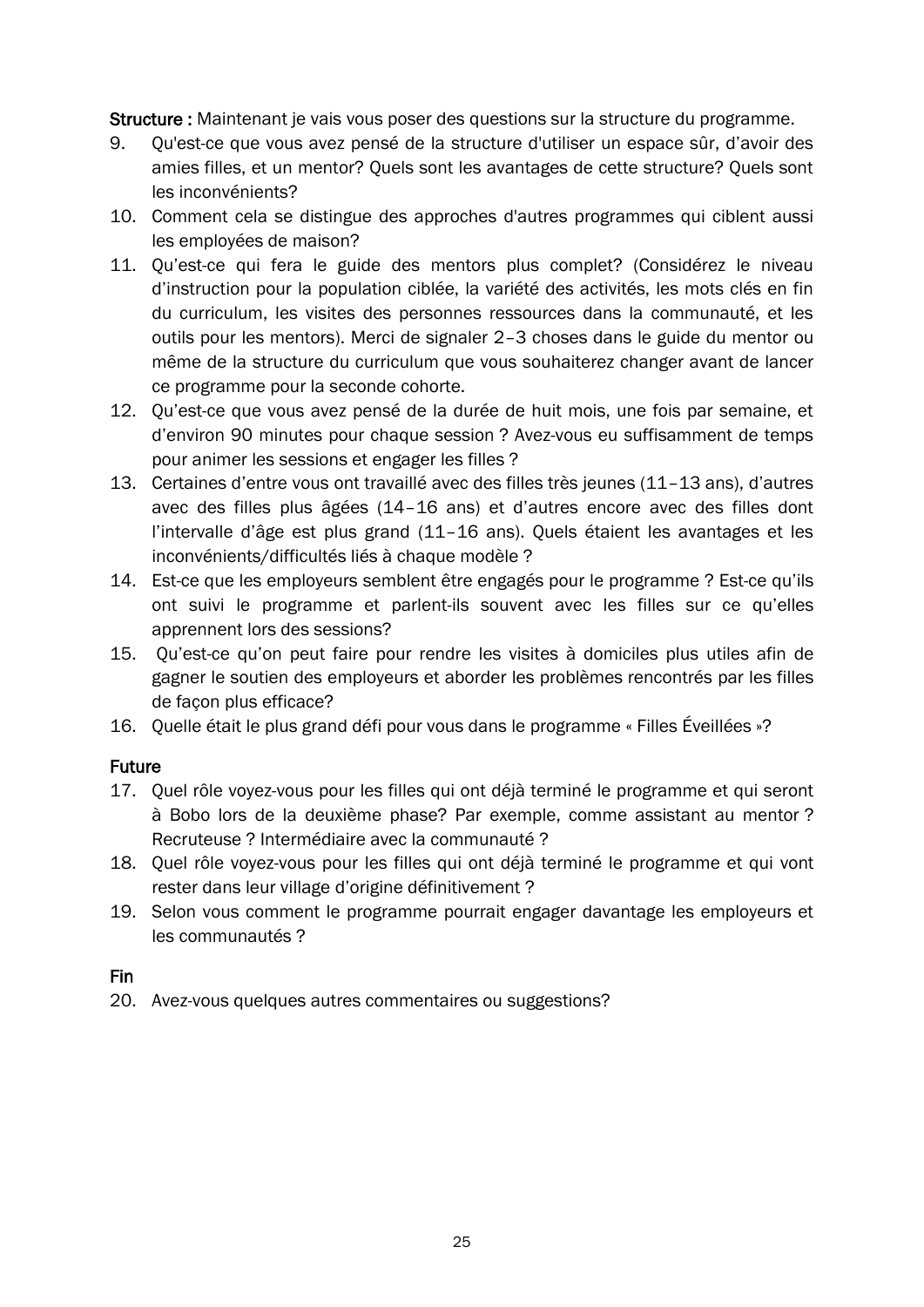**Structure :** Maintenant je vais vous poser des questions sur la structure du programme.

9. Qu'est-ce que vous avez pensé de la structure d'utiliser un espace sûr, d'avoir des amies filles, et un mentor? Quels sont les avantages de cette structure? Quels sont les inconvénients?
10. Comment cela se distingue des approches d'autres programmes qui ciblent aussi les employées de maison?
11. Qu'est-ce qui fera le guide des mentors plus complet? (Considérez le niveau d'instruction pour la population ciblée, la variété des activités, les mots clés en fin du curriculum, les visites des personnes ressources dans la communauté, et les outils pour les mentors). Merci de signaler 2–3 choses dans le guide du mentor ou même de la structure du curriculum que vous souhaiterez changer avant de lancer ce programme pour la seconde cohorte.
12. Qu'est-ce que vous avez pensé de la durée de huit mois, une fois par semaine, et d'environ 90 minutes pour chaque session ? Avez-vous eu suffisamment de temps pour animer les sessions et engager les filles ?
13. Certaines d'entre vous ont travaillé avec des filles très jeunes (11–13 ans), d'autres avec des filles plus âgées (14–16 ans) et d'autres encore avec des filles dont l'intervalle d'âge est plus grand (11–16 ans). Quels étaient les avantages et les inconvénients/difficultés liés à chaque modèle ?
14. Est-ce que les employeurs semblent être engagés pour le programme ? Est-ce qu'ils ont suivi le programme et parlent-ils souvent avec les filles sur ce qu'elles apprennent lors des sessions?
15. Qu'est-ce qu'on peut faire pour rendre les visites à domiciles plus utiles afin de gagner le soutien des employeurs et aborder les problèmes rencontrés par les filles de façon plus efficace?
16. Quelle était le plus grand défi pour vous dans le programme « Filles Éveillées »?

**Future**

17. Quel rôle voyez-vous pour les filles qui ont déjà terminé le programme et qui seront à Bobo lors de la deuxième phase? Par exemple, comme assistant au mentor ? Recruteuse ? Intermédiaire avec la communauté ?
18. Quel rôle voyez-vous pour les filles qui ont déjà terminé le programme et qui vont rester dans leur village d'origine définitivement ?
19. Selon vous comment le programme pourrait engager davantage les employeurs et les communautés ?

**Fin**

20. Avez-vous quelques autres commentaires ou suggestions?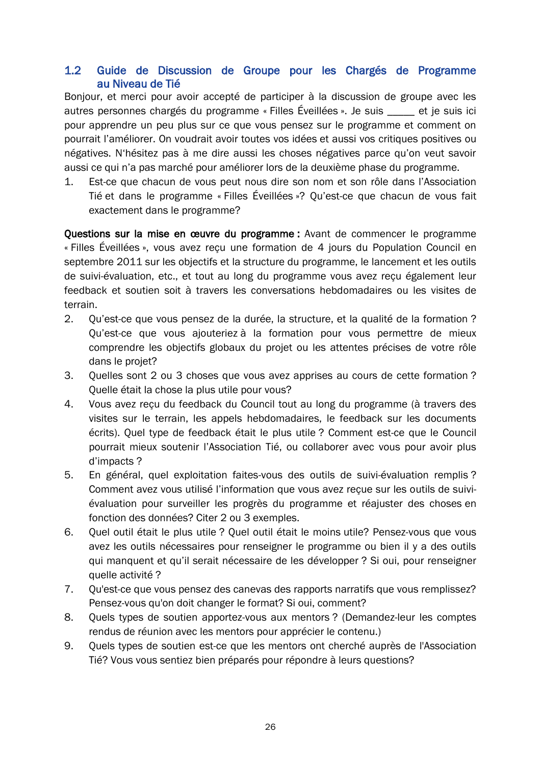## 1.2 Guide de Discussion de Groupe pour les Chargés de Programme au Niveau de Tié

Bonjour, et merci pour avoir accepté de participer à la discussion de groupe avec les autres personnes chargés du programme « Filles Éveillées ». Je suis _____ et je suis ici pour apprendre un peu plus sur ce que vous pensez sur le programme et comment on pourrait l'améliorer. On voudrait avoir toutes vos idées et aussi vos critiques positives ou négatives. N'hésitez pas à me dire aussi les choses négatives parce qu'on veut savoir aussi ce qui n'a pas marché pour améliorer lors de la deuxième phase du programme.

1. Est-ce que chacun de vous peut nous dire son nom et son rôle dans l'Association Tié et dans le programme « Filles Éveillées »? Qu'est-ce que chacun de vous fait exactement dans le programme?

**Questions sur la mise en œuvre du programme :** Avant de commencer le programme « Filles Éveillées », vous avez reçu une formation de 4 jours du Population Council en septembre 2011 sur les objectifs et la structure du programme, le lancement et les outils de suivi-évaluation, etc., et tout au long du programme vous avez reçu également leur feedback et soutien soit à travers les conversations hebdomadaires ou les visites de terrain.

2. Qu'est-ce que vous pensez de la durée, la structure, et la qualité de la formation ? Qu'est-ce que vous ajouteriez à la formation pour vous permettre de mieux comprendre les objectifs globaux du projet ou les attentes précises de votre rôle dans le projet?
3. Quelles sont 2 ou 3 choses que vous avez apprises au cours de cette formation ? Quelle était la chose la plus utile pour vous?
4. Vous avez reçu du feedback du Council tout au long du programme (à travers des visites sur le terrain, les appels hebdomadaires, le feedback sur les documents écrits). Quel type de feedback était le plus utile ? Comment est-ce que le Council pourrait mieux soutenir l'Association Tié, ou collaborer avec vous pour avoir plus d'impacts ?
5. En général, quel exploitation faites-vous des outils de suivi-évaluation remplis ? Comment avez vous utilisé l'information que vous avez reçue sur les outils de suivi-évaluation pour surveiller les progrès du programme et réajuster des choses en fonction des données? Citer 2 ou 3 exemples.
6. Quel outil était le plus utile ? Quel outil était le moins utile? Pensez-vous que vous avez les outils nécessaires pour renseigner le programme ou bien il y a des outils qui manquent et qu'il serait nécessaire de les développer ? Si oui, pour renseigner quelle activité ?
7. Qu'est-ce que vous pensez des canevas des rapports narratifs que vous remplissez? Pensez-vous qu'on doit changer le format? Si oui, comment?
8. Quels types de soutien apportez-vous aux mentors ? (Demandez-leur les comptes rendus de réunion avec les mentors pour apprécier le contenu.)
9. Quels types de soutien est-ce que les mentors ont cherché auprès de l'Association Tié? Vous vous sentiez bien préparés pour répondre à leurs questions?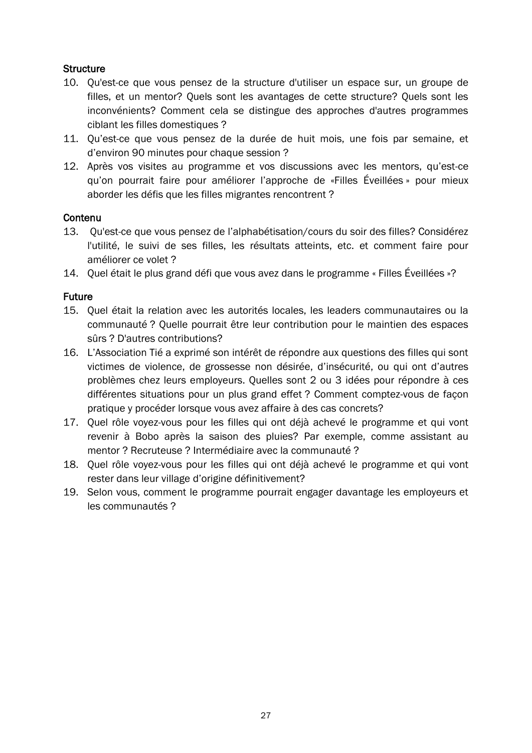### Structure

10. Qu'est-ce que vous pensez de la structure d'utiliser un espace sur, un groupe de filles, et un mentor? Quels sont les avantages de cette structure? Quels sont les inconvénients? Comment cela se distingue des approches d'autres programmes ciblant les filles domestiques ?
11. Qu'est-ce que vous pensez de la durée de huit mois, une fois par semaine, et d'environ 90 minutes pour chaque session ?
12. Après vos visites au programme et vos discussions avec les mentors, qu'est-ce qu'on pourrait faire pour améliorer l'approche de «Filles Éveillées » pour mieux aborder les défis que les filles migrantes rencontrent ?

### Contenu

13. Qu'est-ce que vous pensez de l'alphabétisation/cours du soir des filles? Considérez l'utilité, le suivi de ses filles, les résultats atteints, etc. et comment faire pour améliorer ce volet ?
14. Quel était le plus grand défi que vous avez dans le programme « Filles Éveillées »?

### Future

15. Quel était la relation avec les autorités locales, les leaders communautaires ou la communauté ? Quelle pourrait être leur contribution pour le maintien des espaces sûrs ? D'autres contributions?
16. L'Association Tié a exprimé son intérêt de répondre aux questions des filles qui sont victimes de violence, de grossesse non désirée, d'insécurité, ou qui ont d'autres problèmes chez leurs employeurs. Quelles sont 2 ou 3 idées pour répondre à ces différentes situations pour un plus grand effet ? Comment comptez-vous de façon pratique y procéder lorsque vous avez affaire à des cas concrets?
17. Quel rôle voyez-vous pour les filles qui ont déjà achevé le programme et qui vont revenir à Bobo après la saison des pluies? Par exemple, comme assistant au mentor ? Recruteuse ? Intermédiaire avec la communauté ?
18. Quel rôle voyez-vous pour les filles qui ont déjà achevé le programme et qui vont rester dans leur village d'origine définitivement?
19. Selon vous, comment le programme pourrait engager davantage les employeurs et les communautés ?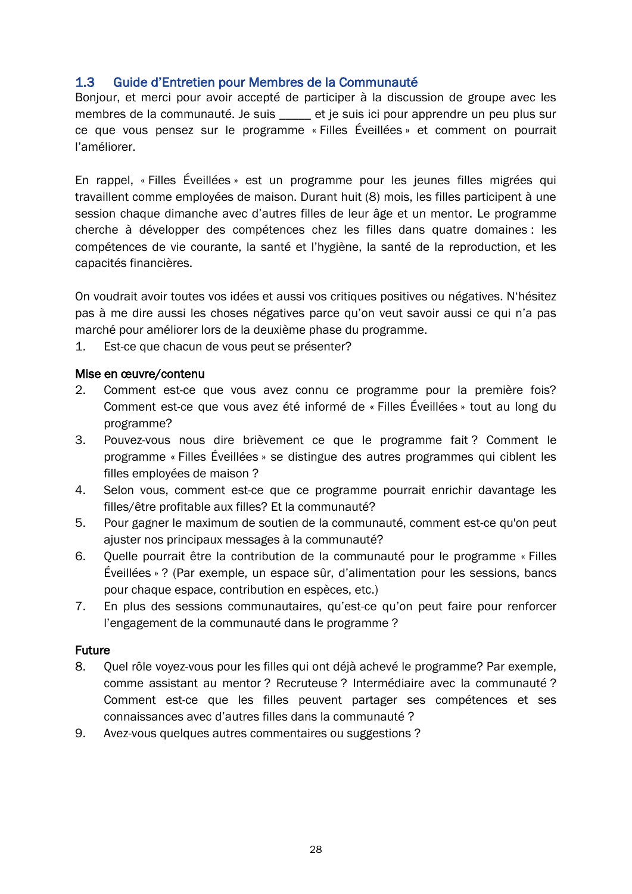### 1.3 Guide d'Entretien pour Membres de la Communauté

Bonjour, et merci pour avoir accepté de participer à la discussion de groupe avec les membres de la communauté. Je suis _____ et je suis ici pour apprendre un peu plus sur ce que vous pensez sur le programme « Filles Éveillées » et comment on pourrait l'améliorer.

En rappel, « Filles Éveillées » est un programme pour les jeunes filles migrées qui travaillent comme employées de maison. Durant huit (8) mois, les filles participent à une session chaque dimanche avec d'autres filles de leur âge et un mentor. Le programme cherche à développer des compétences chez les filles dans quatre domaines : les compétences de vie courante, la santé et l'hygiène, la santé de la reproduction, et les capacités financières.

On voudrait avoir toutes vos idées et aussi vos critiques positives ou négatives. N'hésitez pas à me dire aussi les choses négatives parce qu'on veut savoir aussi ce qui n'a pas marché pour améliorer lors de la deuxième phase du programme.

1. Est-ce que chacun de vous peut se présenter?

**Mise en œuvre/contenu**

2. Comment est-ce que vous avez connu ce programme pour la première fois? Comment est-ce que vous avez été informé de « Filles Éveillées » tout au long du programme?
3. Pouvez-vous nous dire brièvement ce que le programme fait ? Comment le programme « Filles Éveillées » se distingue des autres programmes qui ciblent les filles employées de maison ?
4. Selon vous, comment est-ce que ce programme pourrait enrichir davantage les filles/être profitable aux filles? Et la communauté?
5. Pour gagner le maximum de soutien de la communauté, comment est-ce qu'on peut ajuster nos principaux messages à la communauté?
6. Quelle pourrait être la contribution de la communauté pour le programme « Filles Éveillées » ? (Par exemple, un espace sûr, d'alimentation pour les sessions, bancs pour chaque espace, contribution en espèces, etc.)
7. En plus des sessions communautaires, qu'est-ce qu'on peut faire pour renforcer l'engagement de la communauté dans le programme ?

**Future**

8. Quel rôle voyez-vous pour les filles qui ont déjà achevé le programme? Par exemple, comme assistant au mentor ? Recruteuse ? Intermédiaire avec la communauté ? Comment est-ce que les filles peuvent partager ses compétences et ses connaissances avec d'autres filles dans la communauté ?
9. Avez-vous quelques autres commentaires ou suggestions ?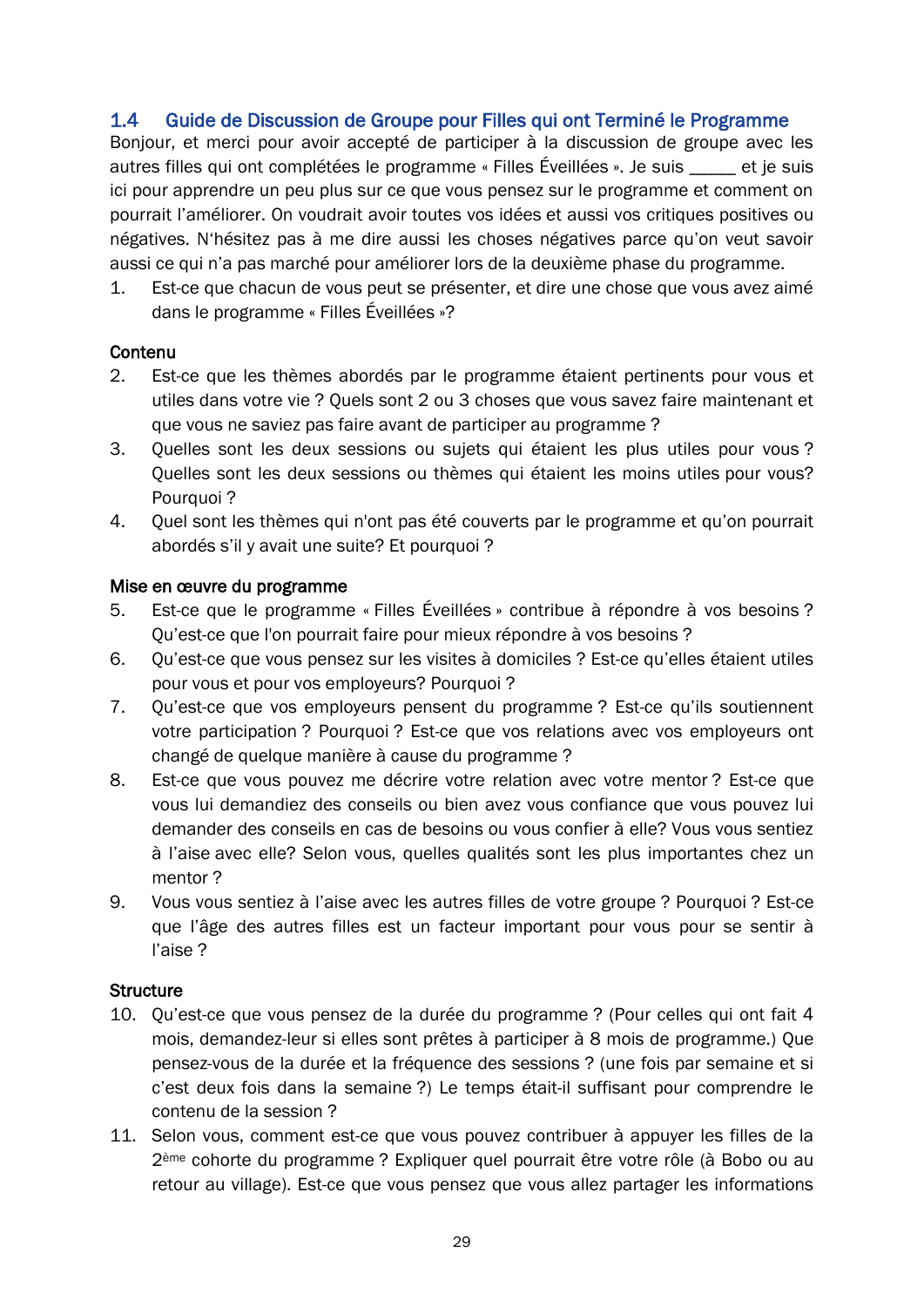### 1.4 Guide de Discussion de Groupe pour Filles qui ont Terminé le Programme

Bonjour, et merci pour avoir accepté de participer à la discussion de groupe avec les autres filles qui ont complétées le programme « Filles Éveillées ». Je suis _____ et je suis ici pour apprendre un peu plus sur ce que vous pensez sur le programme et comment on pourrait l'améliorer. On voudrait avoir toutes vos idées et aussi vos critiques positives ou négatives. N'hésitez pas à me dire aussi les choses négatives parce qu'on veut savoir aussi ce qui n'a pas marché pour améliorer lors de la deuxième phase du programme.

1. Est-ce que chacun de vous peut se présenter, et dire une chose que vous avez aimé dans le programme « Filles Éveillées »?

**Contenu**

2. Est-ce que les thèmes abordés par le programme étaient pertinents pour vous et utiles dans votre vie ? Quels sont 2 ou 3 choses que vous savez faire maintenant et que vous ne saviez pas faire avant de participer au programme ?
3. Quelles sont les deux sessions ou sujets qui étaient les plus utiles pour vous ? Quelles sont les deux sessions ou thèmes qui étaient les moins utiles pour vous? Pourquoi ?
4. Quel sont les thèmes qui n'ont pas été couverts par le programme et qu'on pourrait abordés s'il y avait une suite? Et pourquoi ?

**Mise en œuvre du programme**

5. Est-ce que le programme « Filles Éveillées » contribue à répondre à vos besoins ? Qu'est-ce que l'on pourrait faire pour mieux répondre à vos besoins ?
6. Qu'est-ce que vous pensez sur les visites à domiciles ? Est-ce qu'elles étaient utiles pour vous et pour vos employeurs? Pourquoi ?
7. Qu'est-ce que vos employeurs pensent du programme ? Est-ce qu'ils soutiennent votre participation ? Pourquoi ? Est-ce que vos relations avec vos employeurs ont changé de quelque manière à cause du programme ?
8. Est-ce que vous pouvez me décrire votre relation avec votre mentor ? Est-ce que vous lui demandiez des conseils ou bien avez vous confiance que vous pouvez lui demander des conseils en cas de besoins ou vous confier à elle? Vous vous sentiez à l'aise avec elle? Selon vous, quelles qualités sont les plus importantes chez un mentor ?
9. Vous vous sentiez à l'aise avec les autres filles de votre groupe ? Pourquoi ? Est-ce que l'âge des autres filles est un facteur important pour vous pour se sentir à l'aise ?

**Structure**

10. Qu'est-ce que vous pensez de la durée du programme ? (Pour celles qui ont fait 4 mois, demandez-leur si elles sont prêtes à participer à 8 mois de programme.) Que pensez-vous de la durée et la fréquence des sessions ? (une fois par semaine et si c'est deux fois dans la semaine ?) Le temps était-il suffisant pour comprendre le contenu de la session ?
11. Selon vous, comment est-ce que vous pouvez contribuer à appuyer les filles de la 2ème cohorte du programme ? Expliquer quel pourrait être votre rôle (à Bobo ou au retour au village). Est-ce que vous pensez que vous allez partager les informations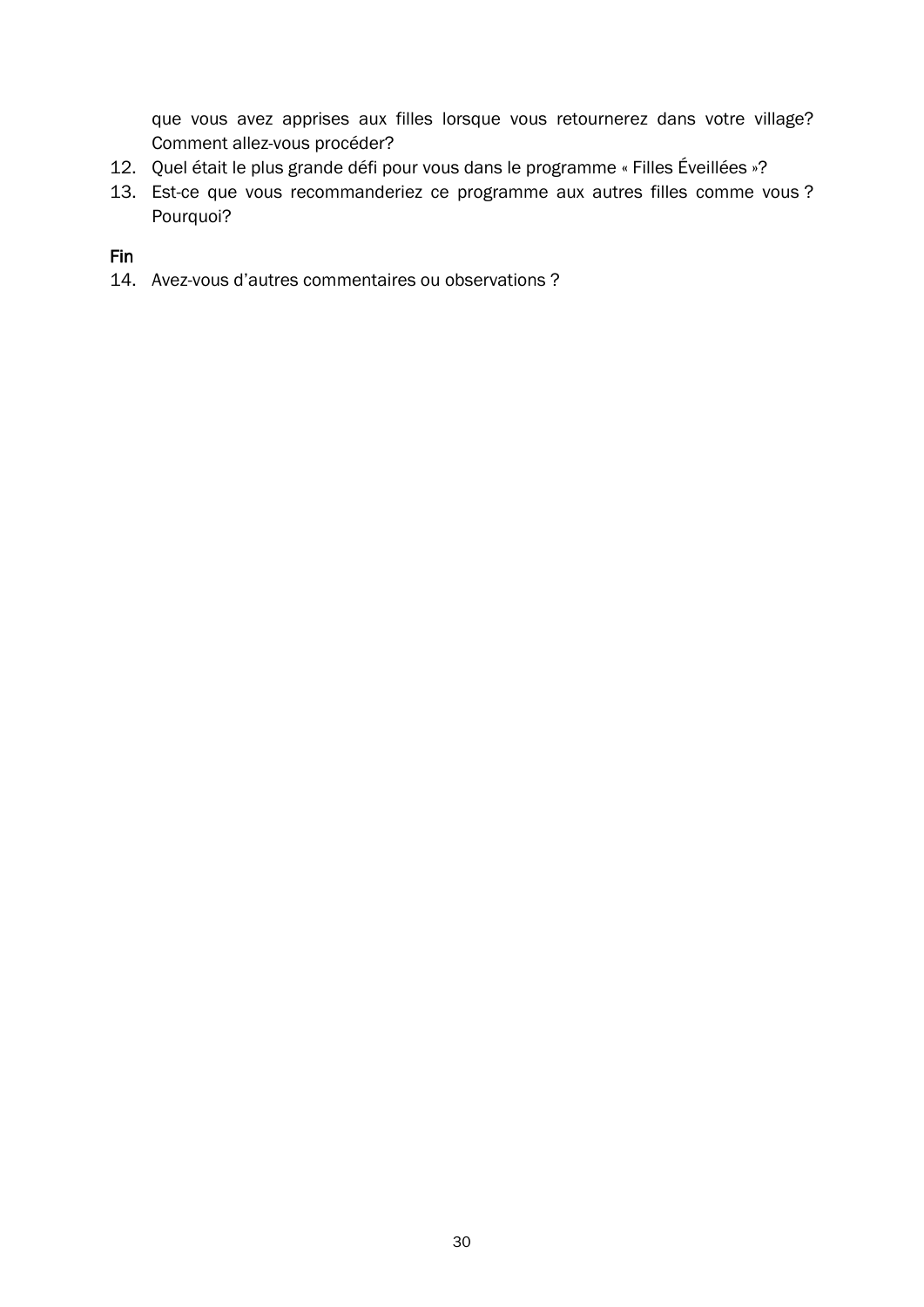que vous avez apprises aux filles lorsque vous retournerez dans votre village? Comment allez-vous procéder?

12. Quel était le plus grande défi pour vous dans le programme « Filles Éveillées »?
13. Est-ce que vous recommanderiez ce programme aux autres filles comme vous ? Pourquoi?

Fin

14. Avez-vous d'autres commentaires ou observations ?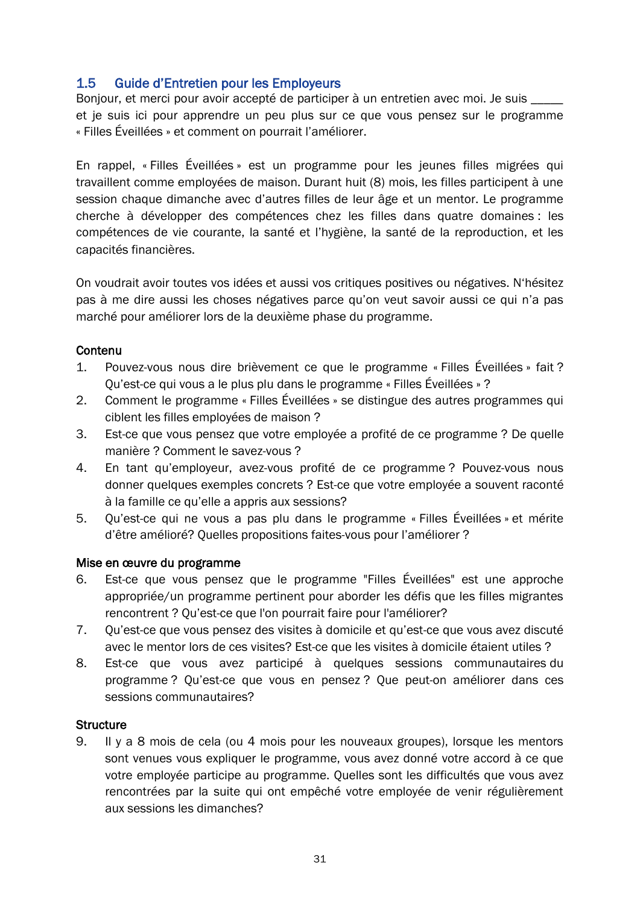## 1.5 Guide d'Entretien pour les Employeurs

Bonjour, et merci pour avoir accepté de participer à un entretien avec moi. Je suis _____ et je suis ici pour apprendre un peu plus sur ce que vous pensez sur le programme « Filles Éveillées » et comment on pourrait l'améliorer.

En rappel, « Filles Éveillées » est un programme pour les jeunes filles migrées qui travaillent comme employées de maison. Durant huit (8) mois, les filles participent à une session chaque dimanche avec d'autres filles de leur âge et un mentor. Le programme cherche à développer des compétences chez les filles dans quatre domaines : les compétences de vie courante, la santé et l'hygiène, la santé de la reproduction, et les capacités financières.

On voudrait avoir toutes vos idées et aussi vos critiques positives ou négatives. N'hésitez pas à me dire aussi les choses négatives parce qu'on veut savoir aussi ce qui n'a pas marché pour améliorer lors de la deuxième phase du programme.

### Contenu

1. Pouvez-vous nous dire brièvement ce que le programme « Filles Éveillées » fait ? Qu'est-ce qui vous a le plus plu dans le programme « Filles Éveillées » ?
2. Comment le programme « Filles Éveillées » se distingue des autres programmes qui ciblent les filles employées de maison ?
3. Est-ce que vous pensez que votre employée a profité de ce programme ? De quelle manière ? Comment le savez-vous ?
4. En tant qu'employeur, avez-vous profité de ce programme ? Pouvez-vous nous donner quelques exemples concrets ? Est-ce que votre employée a souvent raconté à la famille ce qu'elle a appris aux sessions?
5. Qu'est-ce qui ne vous a pas plu dans le programme « Filles Éveillées » et mérite d'être amélioré? Quelles propositions faites-vous pour l'améliorer ?

### Mise en œuvre du programme

6. Est-ce que vous pensez que le programme "Filles Éveillées" est une approche appropriée/un programme pertinent pour aborder les défis que les filles migrantes rencontrent ? Qu'est-ce que l'on pourrait faire pour l'améliorer?
7. Qu'est-ce que vous pensez des visites à domicile et qu'est-ce que vous avez discuté avec le mentor lors de ces visites? Est-ce que les visites à domicile étaient utiles ?
8. Est-ce que vous avez participé à quelques sessions communautaires du programme ? Qu'est-ce que vous en pensez ? Que peut-on améliorer dans ces sessions communautaires?

### Structure

9. Il y a 8 mois de cela (ou 4 mois pour les nouveaux groupes), lorsque les mentors sont venues vous expliquer le programme, vous avez donné votre accord à ce que votre employée participe au programme. Quelles sont les difficultés que vous avez rencontrées par la suite qui ont empêché votre employée de venir régulièrement aux sessions les dimanches?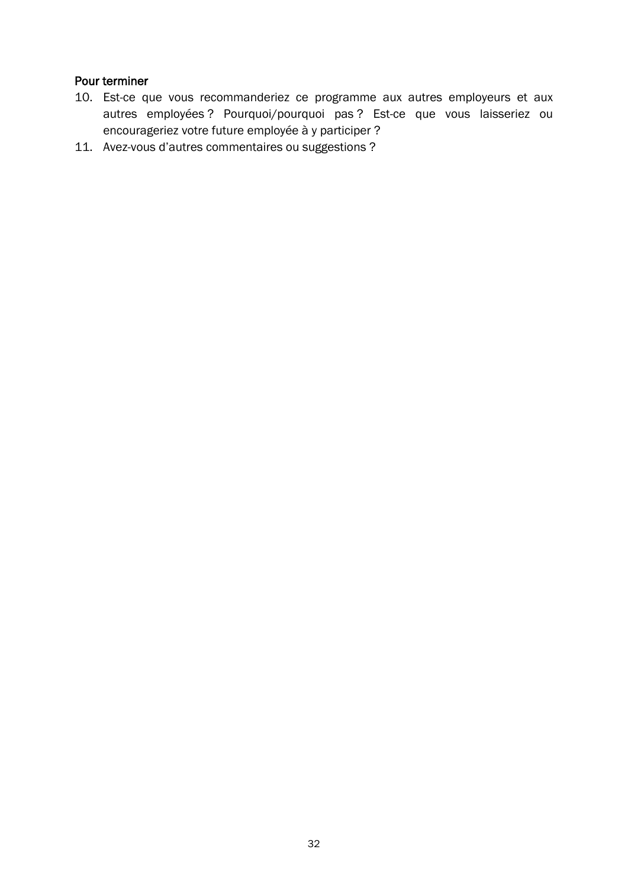Pour terminer

10. Est-ce que vous recommanderiez ce programme aux autres employeurs et aux autres employées ? Pourquoi/pourquoi pas ? Est-ce que vous laisseriez ou encourageriez votre future employée à y participer ?
11. Avez-vous d'autres commentaires ou suggestions ?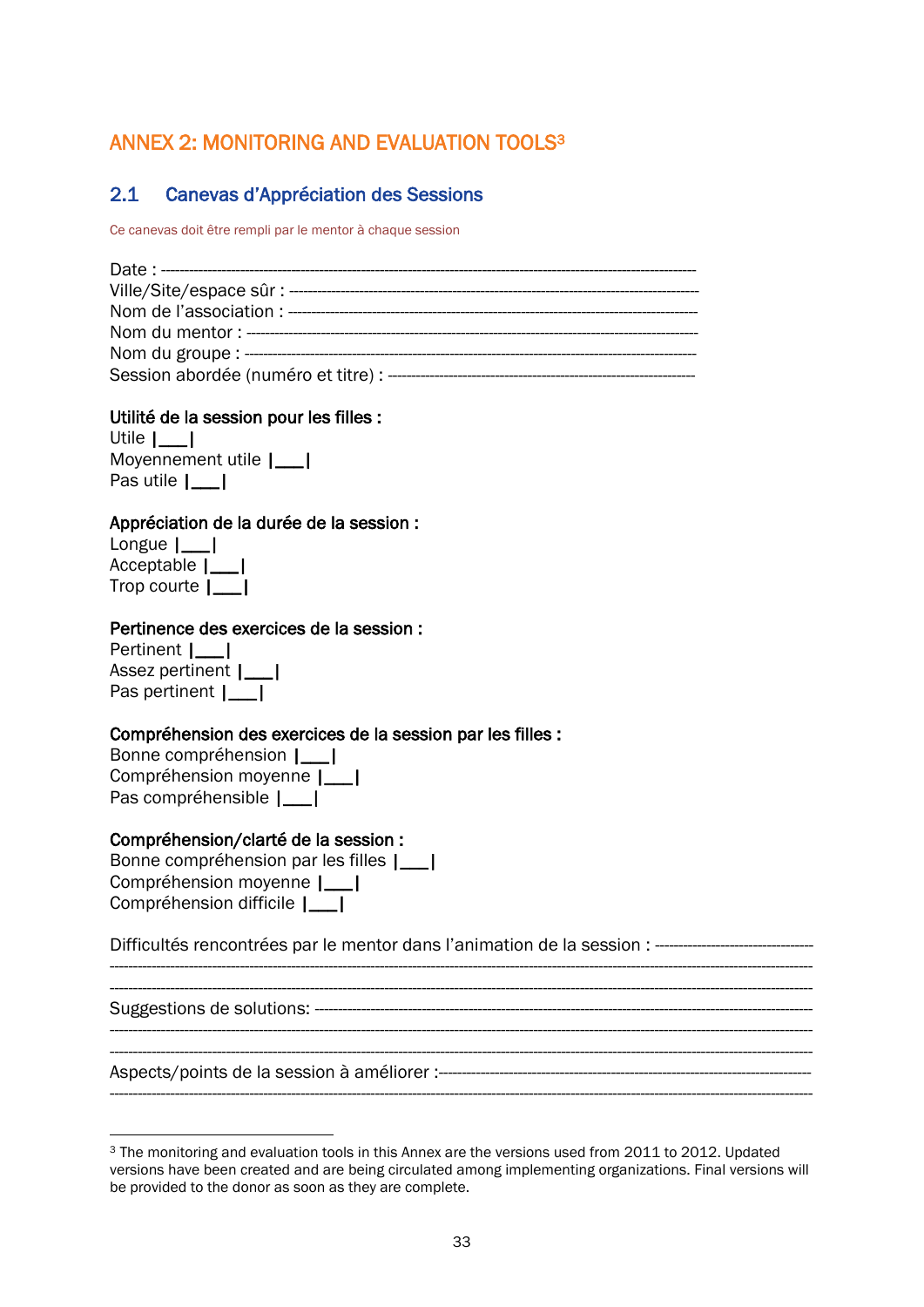# ANNEX 2: MONITORING AND EVALUATION TOOLS[3]

## 2.1 Canevas d'Appréciation des Sessions

Ce canevas doit être rempli par le mentor à chaque session

Date : ---------------------------------------------------------------------------------------------------
Ville/Site/espace sûr : ----------------------------------------------------------------------------------
Nom de l'association : ---------------------------------------------------------------------------------
Nom du mentor : -----------------------------------------------------------------------------------------
Nom du groupe : -----------------------------------------------------------------------------------------
Session abordée (numéro et titre) : ---------------------------------------------------------------

**Utilité de la session pour les filles :**
Utile |___|
Moyennement utile |___|
Pas utile |___|

**Appréciation de la durée de la session :**
Longue |___|
Acceptable |___|
Trop courte |___|

**Pertinence des exercices de la session :**
Pertinent |___|
Assez pertinent |___|
Pas pertinent |___|

**Compréhension des exercices de la session par les filles :**
Bonne compréhension |___|
Compréhension moyenne |___|
Pas compréhensible |___|

**Compréhension/clarté de la session :**
Bonne compréhension par les filles |___|
Compréhension moyenne |___|
Compréhension difficile |___|

Difficultés rencontrées par le mentor dans l'animation de la session : -------------------------------
------------------------------------------------------------------------------------------------------------------------
------------------------------------------------------------------------------------------------------------------------
Suggestions de solutions: ---------------------------------------------------------------------------------------
------------------------------------------------------------------------------------------------------------------------
------------------------------------------------------------------------------------------------------------------------
Aspects/points de la session à améliorer :-------------------------------------------------------------------
------------------------------------------------------------------------------------------------------------------------

[3] The monitoring and evaluation tools in this Annex are the versions used from 2011 to 2012. Updated versions have been created and are being circulated among implementing organizations. Final versions will be provided to the donor as soon as they are complete.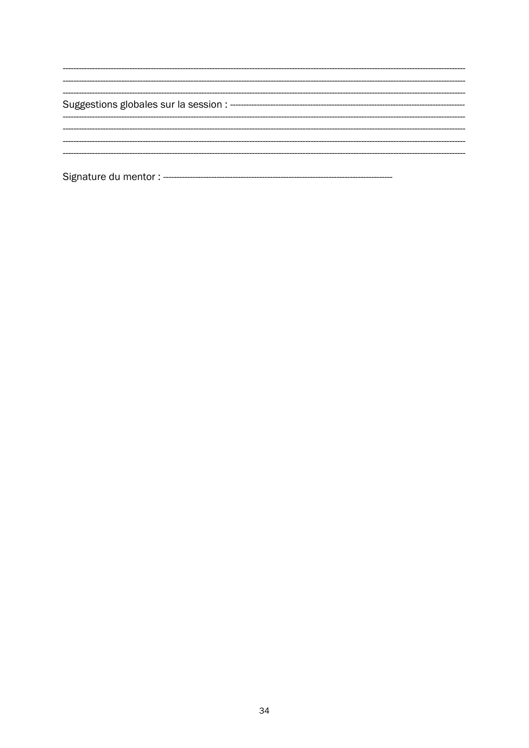-----------------------------------------------------------------------------------------------------------------------------------------------------------------

-----------------------------------------------------------------------------------------------------------------------------------------------------------------

-----------------------------------------------------------------------------------------------------------------------------------------------------------------

Suggestions globales sur la session : ---------------------------------------------------------------------------------------------

-----------------------------------------------------------------------------------------------------------------------------------------------------------------

-----------------------------------------------------------------------------------------------------------------------------------------------------------------

-----------------------------------------------------------------------------------------------------------------------------------------------------------------

-----------------------------------------------------------------------------------------------------------------------------------------------------------------

Signature du mentor : ---------------------------------------------------------------------------------------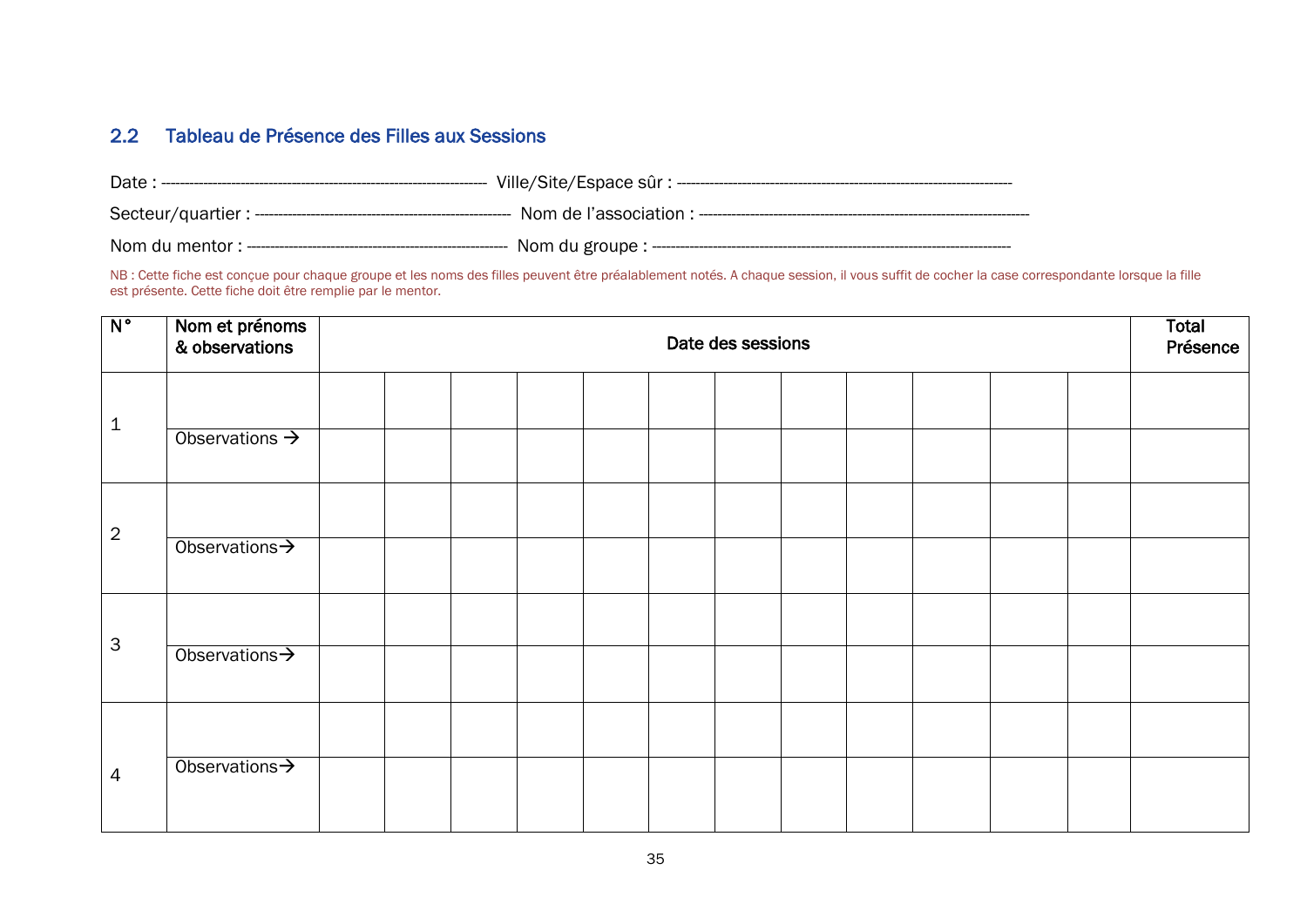## 2.2 Tableau de Présence des Filles aux Sessions

Date : ------------------------------------------------------------------------ Ville/Site/Espace sûr : --------------------------------------------------------------------------

Secteur/quartier : -------------------------------------------------------- Nom de l'association : --------------------------------------------------------------------------

Nom du mentor : -------------------------------------------------------- Nom du groupe : ------------------------------------------------------------------------------

NB : Cette fiche est conçue pour chaque groupe et les noms des filles peuvent être préalablement notés. A chaque session, il vous suffit de cocher la case correspondante lorsque la fille est présente. Cette fiche doit être remplie par le mentor.

| N° | Nom et prénoms & observations | Date des sessions | | | | | | | | | | | | Total Présence |
|---|---|---|---|---|---|---|---|---|---|---|---|---|---|---|
| 1 | | | | | | | | | | | | | | |
| | Observations → | | | | | | | | | | | | | |
| 2 | | | | | | | | | | | | | | |
| | Observations→ | | | | | | | | | | | | | |
| 3 | | | | | | | | | | | | | | |
| | Observations→ | | | | | | | | | | | | | |
| 4 | | | | | | | | | | | | | | |
| | Observations→ | | | | | | | | | | | | | |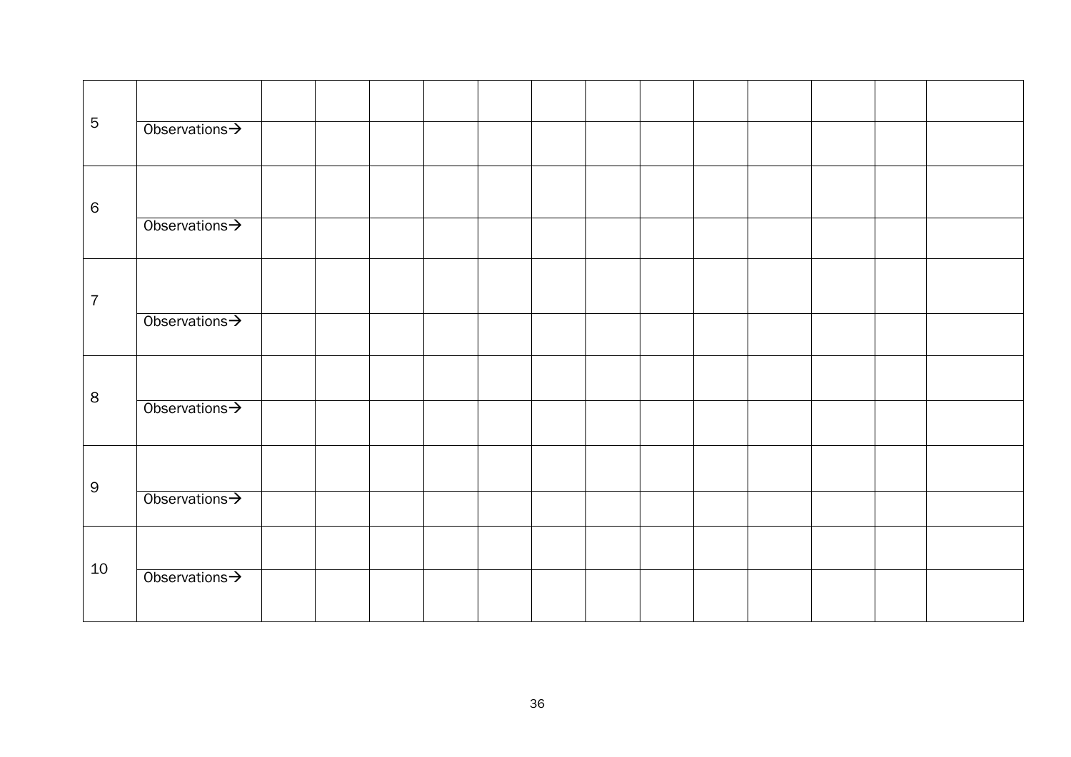| | | | | | | | | | | | | | | |
|---|---|---|---|---|---|---|---|---|---|---|---|---|---|---|
| 5 | | | | | | | | | | | | | | |
| | Observations→ | | | | | | | | | | | | | |
| 6 | | | | | | | | | | | | | | |
| | Observations→ | | | | | | | | | | | | | |
| 7 | | | | | | | | | | | | | | |
| | Observations→ | | | | | | | | | | | | | |
| 8 | | | | | | | | | | | | | | |
| | Observations→ | | | | | | | | | | | | | |
| 9 | | | | | | | | | | | | | | |
| | Observations→ | | | | | | | | | | | | | |
| 10 | | | | | | | | | | | | | | |
| | Observations→ | | | | | | | | | | | | | |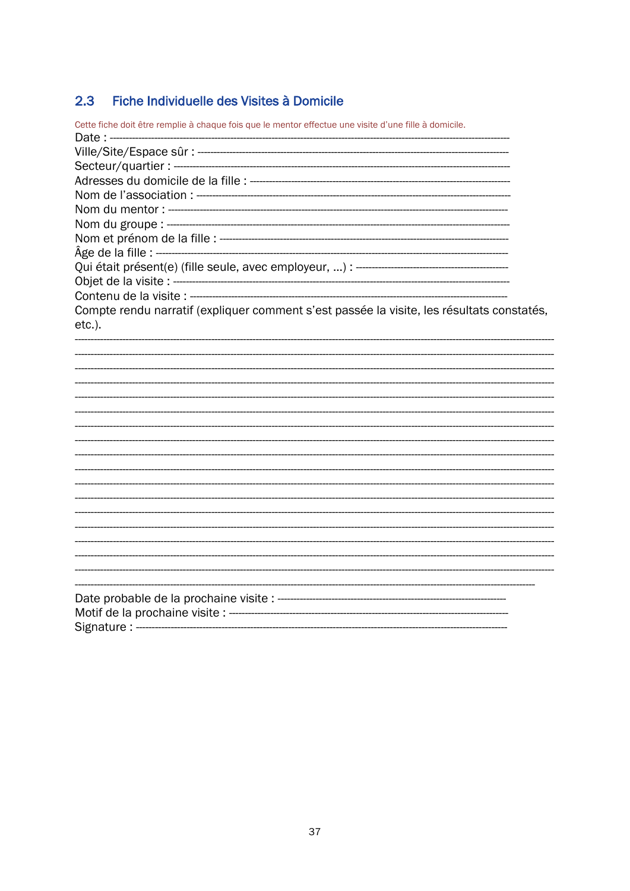## 2.3 Fiche Individuelle des Visites à Domicile

Cette fiche doit être remplie à chaque fois que le mentor effectue une visite d'une fille à domicile.

Date : ------------------------------------------------------------------------------------------------

Ville/Site/Espace sûr : ----------------------------------------------------------------------------------

Secteur/quartier : ------------------------------------------------------------------------------------

Adresses du domicile de la fille : ------------------------------------------------------------------------

Nom de l'association : ------------------------------------------------------------------------------

Nom du mentor : ------------------------------------------------------------------------------------

Nom du groupe : ------------------------------------------------------------------------------------

Nom et prénom de la fille : ------------------------------------------------------------------------

Âge de la fille : ------------------------------------------------------------------------------------

Qui était présent(e) (fille seule, avec employeur, ...) : ------------------------------------------------

Objet de la visite : --------------------------------------------------------------------------------

Contenu de la visite : ------------------------------------------------------------------------------

Compte rendu narratif (expliquer comment s'est passée la visite, les résultats constatés, etc.).

------------------------------------------------------------------------------------------------------------------

------------------------------------------------------------------------------------------------------------------

------------------------------------------------------------------------------------------------------------------

------------------------------------------------------------------------------------------------------------------

------------------------------------------------------------------------------------------------------------------

------------------------------------------------------------------------------------------------------------------

------------------------------------------------------------------------------------------------------------------

------------------------------------------------------------------------------------------------------------------

------------------------------------------------------------------------------------------------------------------

------------------------------------------------------------------------------------------------------------------

------------------------------------------------------------------------------------------------------------------

------------------------------------------------------------------------------------------------------------------

------------------------------------------------------------------------------------------------------------------

------------------------------------------------------------------------------------------------------------------

------------------------------------------------------------------------------------------------------------------

------------------------------------------------------------------------------------------------------------------

------------------------------------------------------------------------------------------------------------------

------------------------------------------------------------------------------------------------------------------

Date probable de la prochaine visite : -----------------------------------------------------------

Motif de la prochaine visite : -------------------------------------------------------------------

Signature : ------------------------------------------------------------------------------------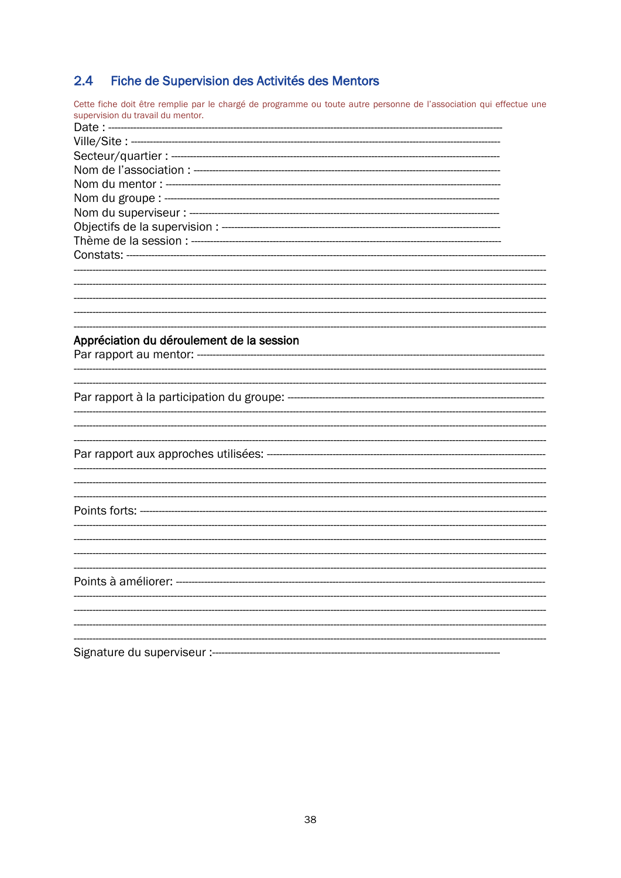## 2.4 Fiche de Supervision des Activités des Mentors

Cette fiche doit être remplie par le chargé de programme ou toute autre personne de l'association qui effectue une supervision du travail du mentor.

Date : -----------------------------------------------------------------------------------------------------------

Ville/Site : -------------------------------------------------------------------------------------------------------

Secteur/quartier : -------------------------------------------------------------------------------------------------

Nom de l'association : ------------------------------------------------------------------------------------------

Nom du mentor : ------------------------------------------------------------------------------------------------

Nom du groupe : -----------------------------------------------------------------------------------------------

Nom du superviseur : ------------------------------------------------------------------------------------------

Objectifs de la supervision : ------------------------------------------------------------------------------

Thème de la session : ------------------------------------------------------------------------------------------

Constats: ---------------------------------------------------------------------------------------------------------

--------------------------------------------------------------------------------------------------------------------

--------------------------------------------------------------------------------------------------------------------

--------------------------------------------------------------------------------------------------------------------

--------------------------------------------------------------------------------------------------------------------

--------------------------------------------------------------------------------------------------------------------

**Appréciation du déroulement de la session**

Par rapport au mentor: ---------------------------------------------------------------------------------------

--------------------------------------------------------------------------------------------------------------------

--------------------------------------------------------------------------------------------------------------------

Par rapport à la participation du groupe: ----------------------------------------------------------------

--------------------------------------------------------------------------------------------------------------------

--------------------------------------------------------------------------------------------------------------------

--------------------------------------------------------------------------------------------------------------------

Par rapport aux approches utilisées: --------------------------------------------------------------------

--------------------------------------------------------------------------------------------------------------------

--------------------------------------------------------------------------------------------------------------------

--------------------------------------------------------------------------------------------------------------------

Points forts: -------------------------------------------------------------------------------------------------------

--------------------------------------------------------------------------------------------------------------------

--------------------------------------------------------------------------------------------------------------------

--------------------------------------------------------------------------------------------------------------------

--------------------------------------------------------------------------------------------------------------------

Points à améliorer: --------------------------------------------------------------------------------------------

--------------------------------------------------------------------------------------------------------------------

--------------------------------------------------------------------------------------------------------------------

--------------------------------------------------------------------------------------------------------------------

--------------------------------------------------------------------------------------------------------------------

Signature du superviseur :-------------------------------------------------------------------------------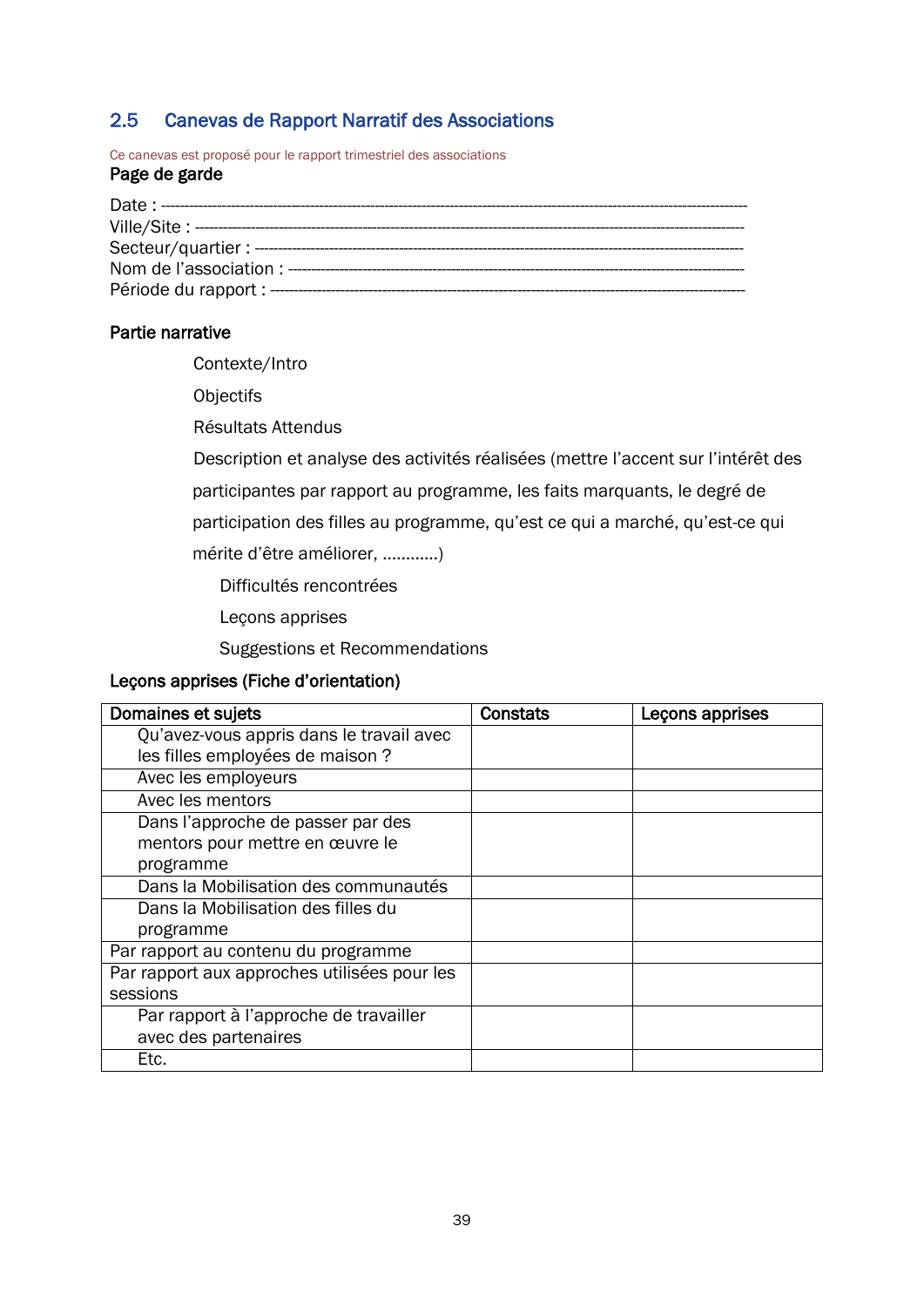## 2.5 Canevas de Rapport Narratif des Associations

Ce canevas est proposé pour le rapport trimestriel des associations

**Page de garde**

Date : ------------------------------------------------------------------------------------------------------------------------
Ville/Site : -------------------------------------------------------------------------------------------------------------------
Secteur/quartier : -------------------------------------------------------------------------------------------------------------
Nom de l'association : ---------------------------------------------------------------------------------------------------
Période du rapport : ------------------------------------------------------------------------------------------------------

**Partie narrative**

Contexte/Intro

Objectifs

Résultats Attendus

Description et analyse des activités réalisées (mettre l'accent sur l'intérêt des participantes par rapport au programme, les faits marquants, le degré de participation des filles au programme, qu'est ce qui a marché, qu'est-ce qui mérite d'être améliorer, …………)

Difficultés rencontrées

Leçons apprises

Suggestions et Recommandations

**Leçons apprises (Fiche d'orientation)**

| Domaines et sujets | Constats | Leçons apprises |
|---|---|---|
| Qu'avez-vous appris dans le travail avec les filles employées de maison ? | | |
| Avec les employeurs | | |
| Avec les mentors | | |
| Dans l'approche de passer par des mentors pour mettre en œuvre le programme | | |
| Dans la Mobilisation des communautés | | |
| Dans la Mobilisation des filles du programme | | |
| Par rapport au contenu du programme | | |
| Par rapport aux approches utilisées pour les sessions | | |
| Par rapport à l'approche de travailler avec des partenaires | | |
| Etc. | | |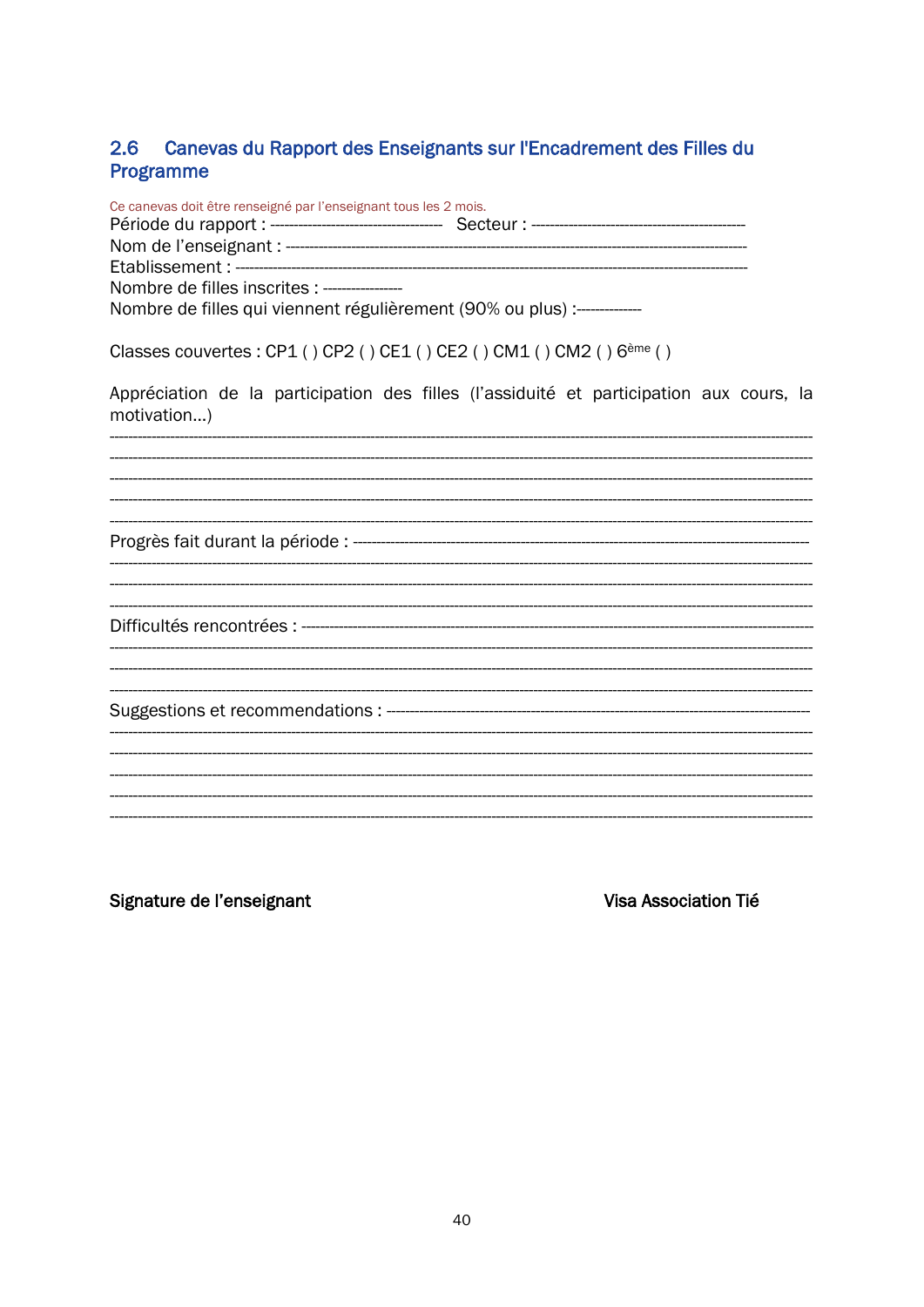## 2.6 Canevas du Rapport des Enseignants sur l'Encadrement des Filles du Programme

Ce canevas doit être renseigné par l'enseignant tous les 2 mois.

Période du rapport : ------------------------------------ Secteur : ---------------------------------------------

Nom de l'enseignant : ------------------------------------------------------------------------------------------------

Etablissement : -------------------------------------------------------------------------------------------------------

Nombre de filles inscrites : ----------------

Nombre de filles qui viennent régulièrement (90% ou plus) :-------------

Classes couvertes : CP1 ( ) CP2 ( ) CE1 ( ) CE2 ( ) CM1 ( ) CM2 ( ) 6ème ( )

Appréciation de la participation des filles (l'assiduité et participation aux cours, la motivation…)

------------------------------------------------------------------------------------------------------------------------------------

------------------------------------------------------------------------------------------------------------------------------------

------------------------------------------------------------------------------------------------------------------------------------

------------------------------------------------------------------------------------------------------------------------------------

------------------------------------------------------------------------------------------------------------------------------------

Progrès fait durant la période : ------------------------------------------------------------------------------------

------------------------------------------------------------------------------------------------------------------------------------

------------------------------------------------------------------------------------------------------------------------------------

------------------------------------------------------------------------------------------------------------------------------------

Difficultés rencontrées : -----------------------------------------------------------------------------------------------

------------------------------------------------------------------------------------------------------------------------------------

------------------------------------------------------------------------------------------------------------------------------------

------------------------------------------------------------------------------------------------------------------------------------

Suggestions et recommendations : ------------------------------------------------------------------------------

------------------------------------------------------------------------------------------------------------------------------------

------------------------------------------------------------------------------------------------------------------------------------

------------------------------------------------------------------------------------------------------------------------------------

------------------------------------------------------------------------------------------------------------------------------------

------------------------------------------------------------------------------------------------------------------------------------

**Signature de l'enseignant** **Visa Association Tié**